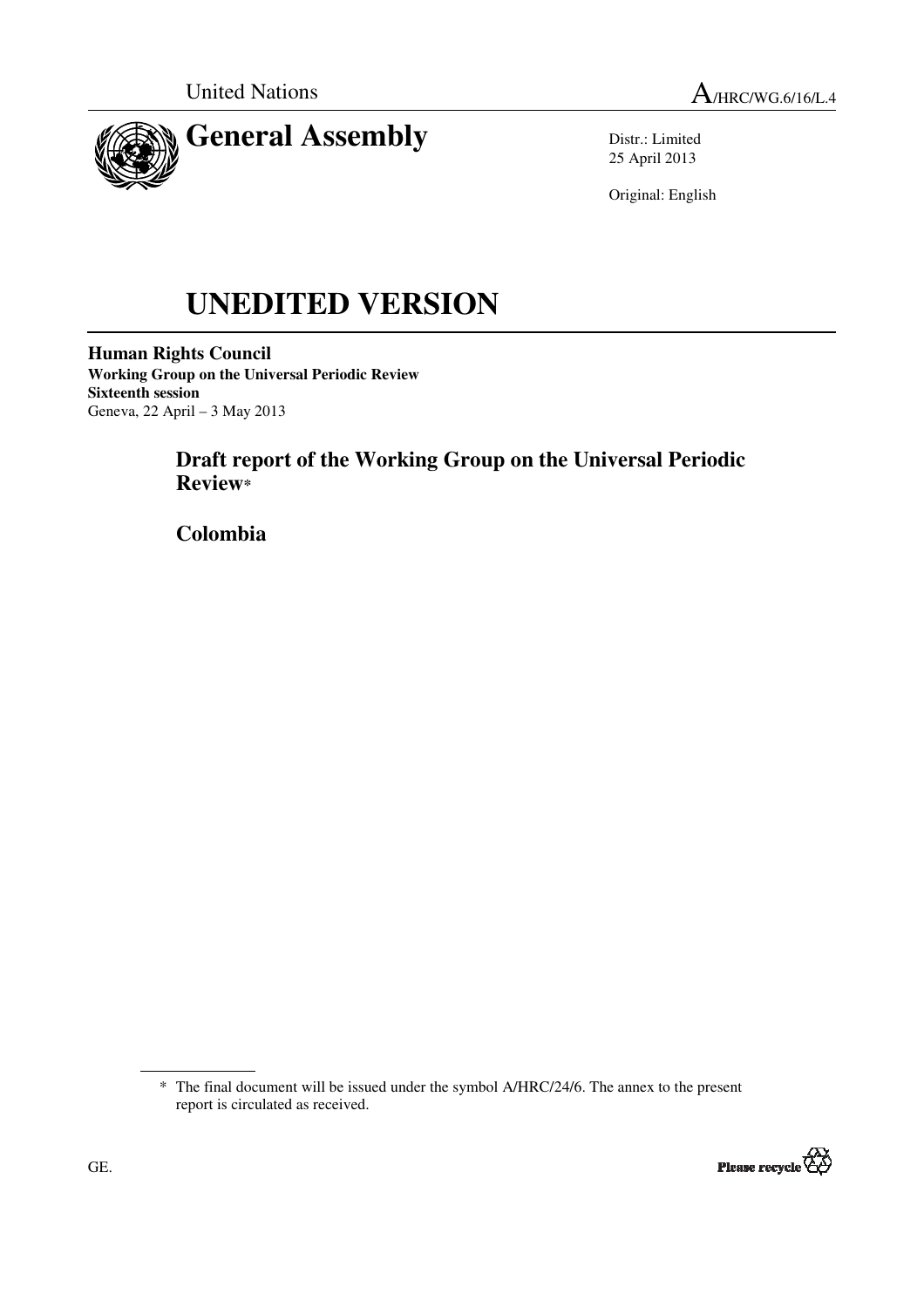United Nations

A/HRC/WG.6/16/L.4

# General Assembly

Distr.: Limited
25 April 2013

Original: English

# UNEDITED VERSION

**Human Rights Council**
**Working Group on the Universal Periodic Review**
**Sixteenth session**
Geneva, 22 April – 3 May 2013

## Draft report of the Working Group on the Universal Periodic Review*

## Colombia

\* The final document will be issued under the symbol A/HRC/24/6. The annex to the present report is circulated as received.

GE.

Please recycle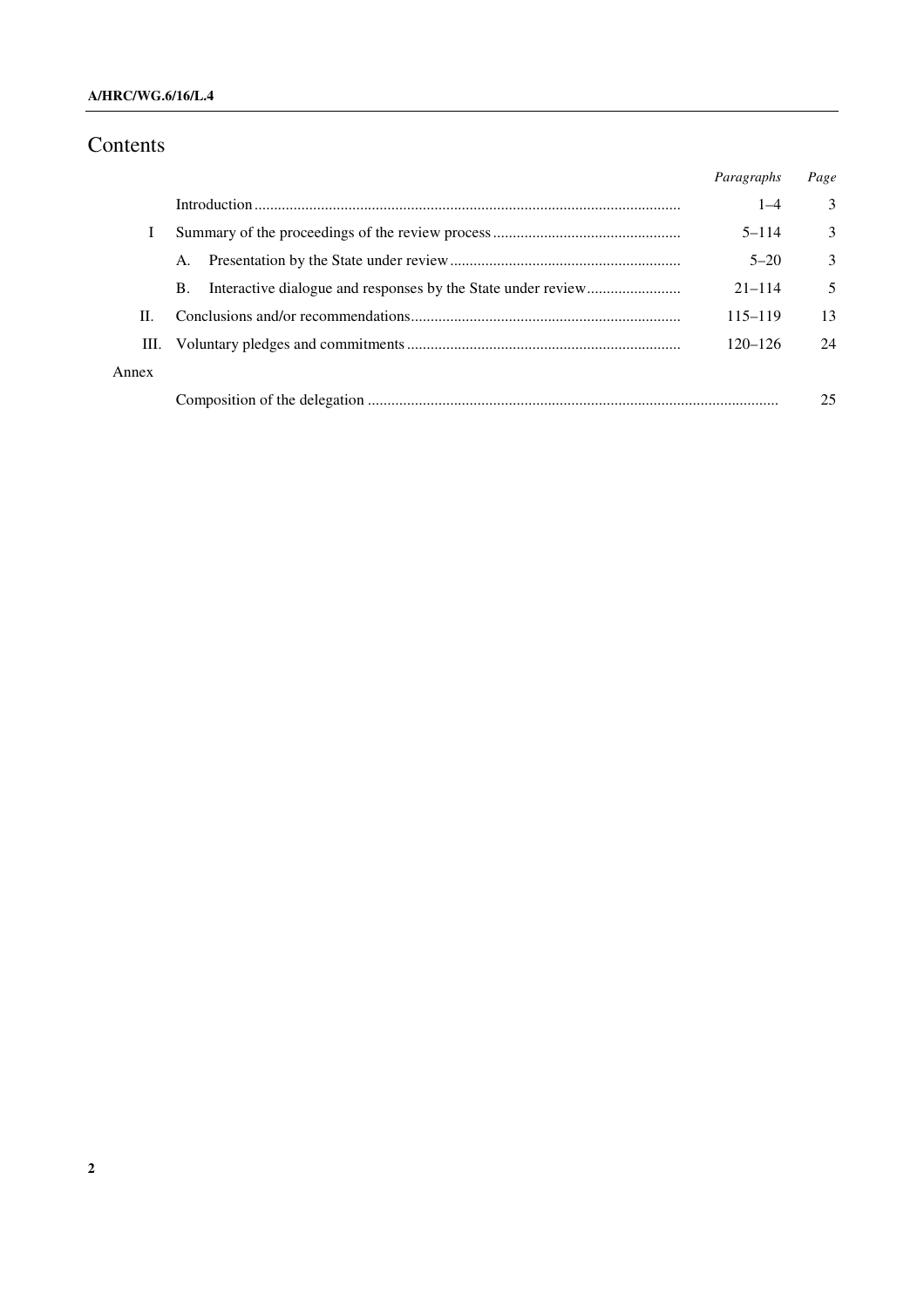# Contents

| | | Paragraphs | Page |
|---|---|---|---|
| | Introduction | 1–4 | 3 |
| I | Summary of the proceedings of the review process | 5–114 | 3 |
| | A. Presentation by the State under review | 5–20 | 3 |
| | B. Interactive dialogue and responses by the State under review | 21–114 | 5 |
| II. | Conclusions and/or recommendations | 115–119 | 13 |
| III. | Voluntary pledges and commitments | 120–126 | 24 |
| Annex | | | |
| | Composition of the delegation | | 25 |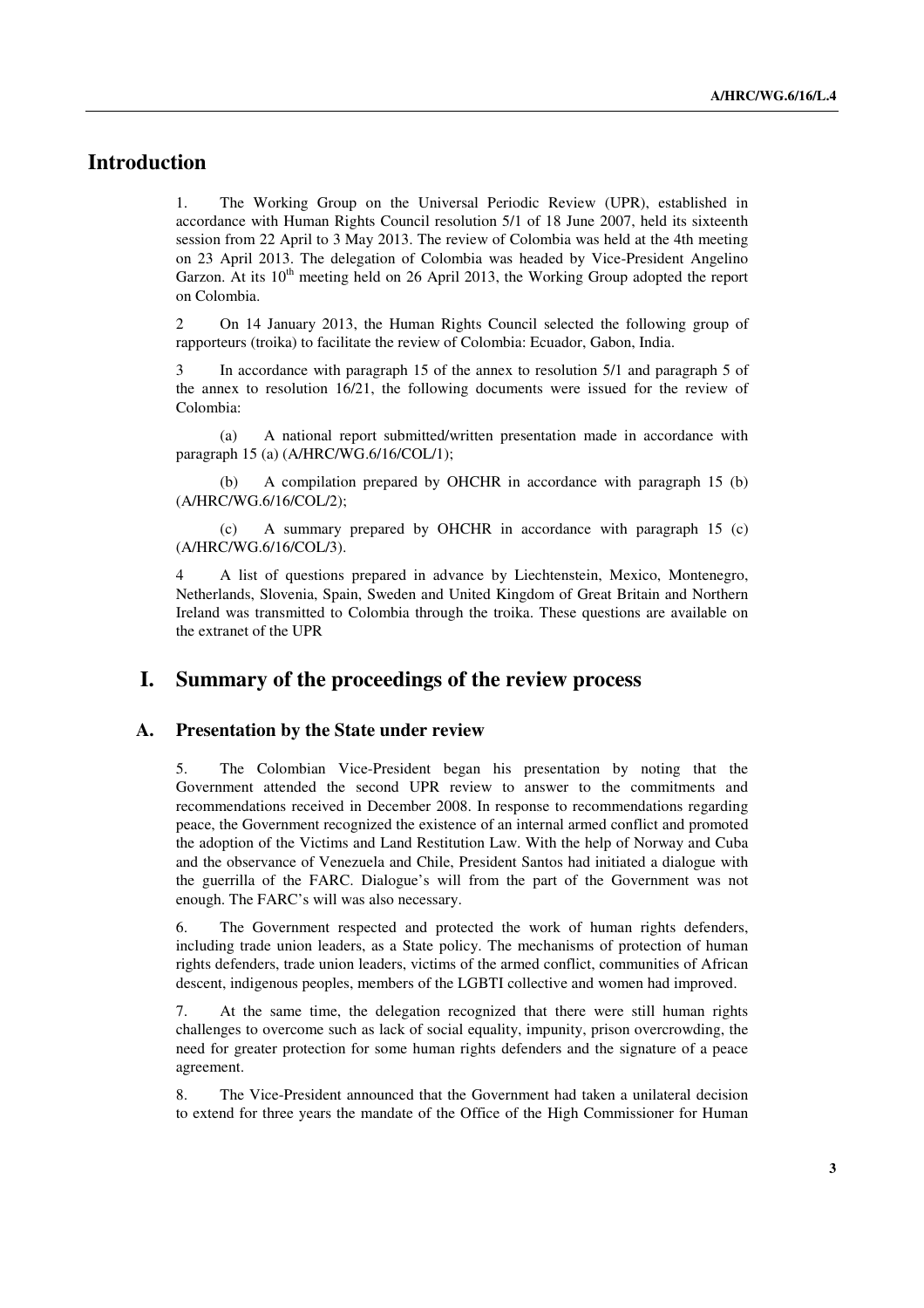# Introduction

1. The Working Group on the Universal Periodic Review (UPR), established in accordance with Human Rights Council resolution 5/1 of 18 June 2007, held its sixteenth session from 22 April to 3 May 2013. The review of Colombia was held at the 4th meeting on 23 April 2013. The delegation of Colombia was headed by Vice-President Angelino Garzon. At its 10th meeting held on 26 April 2013, the Working Group adopted the report on Colombia.

2 On 14 January 2013, the Human Rights Council selected the following group of rapporteurs (troika) to facilitate the review of Colombia: Ecuador, Gabon, India.

3 In accordance with paragraph 15 of the annex to resolution 5/1 and paragraph 5 of the annex to resolution 16/21, the following documents were issued for the review of Colombia:

(a) A national report submitted/written presentation made in accordance with paragraph 15 (a) (A/HRC/WG.6/16/COL/1);

(b) A compilation prepared by OHCHR in accordance with paragraph 15 (b) (A/HRC/WG.6/16/COL/2);

(c) A summary prepared by OHCHR in accordance with paragraph 15 (c) (A/HRC/WG.6/16/COL/3).

4 A list of questions prepared in advance by Liechtenstein, Mexico, Montenegro, Netherlands, Slovenia, Spain, Sweden and United Kingdom of Great Britain and Northern Ireland was transmitted to Colombia through the troika. These questions are available on the extranet of the UPR

# I. Summary of the proceedings of the review process

## A. Presentation by the State under review

5. The Colombian Vice-President began his presentation by noting that the Government attended the second UPR review to answer to the commitments and recommendations received in December 2008. In response to recommendations regarding peace, the Government recognized the existence of an internal armed conflict and promoted the adoption of the Victims and Land Restitution Law. With the help of Norway and Cuba and the observance of Venezuela and Chile, President Santos had initiated a dialogue with the guerrilla of the FARC. Dialogue's will from the part of the Government was not enough. The FARC's will was also necessary.

6. The Government respected and protected the work of human rights defenders, including trade union leaders, as a State policy. The mechanisms of protection of human rights defenders, trade union leaders, victims of the armed conflict, communities of African descent, indigenous peoples, members of the LGBTI collective and women had improved.

7. At the same time, the delegation recognized that there were still human rights challenges to overcome such as lack of social equality, impunity, prison overcrowding, the need for greater protection for some human rights defenders and the signature of a peace agreement.

8. The Vice-President announced that the Government had taken a unilateral decision to extend for three years the mandate of the Office of the High Commissioner for Human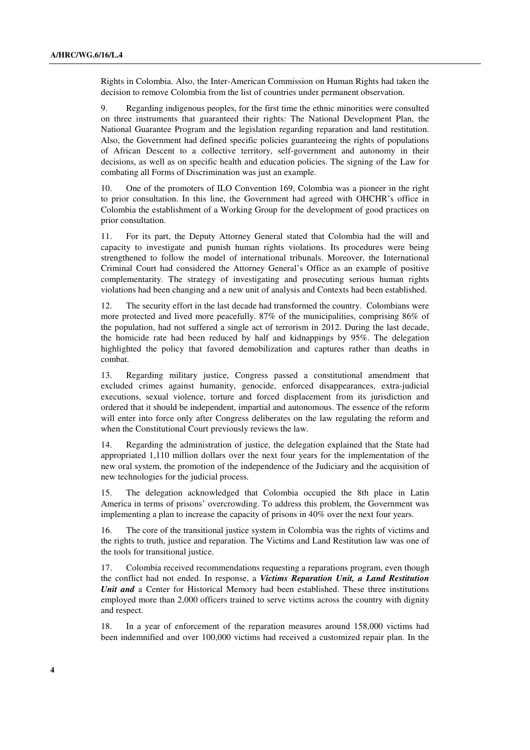Rights in Colombia. Also, the Inter-American Commission on Human Rights had taken the decision to remove Colombia from the list of countries under permanent observation.

9. Regarding indigenous peoples, for the first time the ethnic minorities were consulted on three instruments that guaranteed their rights: The National Development Plan, the National Guarantee Program and the legislation regarding reparation and land restitution. Also, the Government had defined specific policies guaranteeing the rights of populations of African Descent to a collective territory, self-government and autonomy in their decisions, as well as on specific health and education policies. The signing of the Law for combating all Forms of Discrimination was just an example.

10. One of the promoters of ILO Convention 169, Colombia was a pioneer in the right to prior consultation. In this line, the Government had agreed with OHCHR's office in Colombia the establishment of a Working Group for the development of good practices on prior consultation.

11. For its part, the Deputy Attorney General stated that Colombia had the will and capacity to investigate and punish human rights violations. Its procedures were being strengthened to follow the model of international tribunals. Moreover, the International Criminal Court had considered the Attorney General's Office as an example of positive complementarity. The strategy of investigating and prosecuting serious human rights violations had been changing and a new unit of analysis and Contexts had been established.

12. The security effort in the last decade had transformed the country. Colombians were more protected and lived more peacefully. 87% of the municipalities, comprising 86% of the population, had not suffered a single act of terrorism in 2012. During the last decade, the homicide rate had been reduced by half and kidnappings by 95%. The delegation highlighted the policy that favored demobilization and captures rather than deaths in combat.

13. Regarding military justice, Congress passed a constitutional amendment that excluded crimes against humanity, genocide, enforced disappearances, extra-judicial executions, sexual violence, torture and forced displacement from its jurisdiction and ordered that it should be independent, impartial and autonomous. The essence of the reform will enter into force only after Congress deliberates on the law regulating the reform and when the Constitutional Court previously reviews the law.

14. Regarding the administration of justice, the delegation explained that the State had appropriated 1,110 million dollars over the next four years for the implementation of the new oral system, the promotion of the independence of the Judiciary and the acquisition of new technologies for the judicial process.

15. The delegation acknowledged that Colombia occupied the 8th place in Latin America in terms of prisons' overcrowding. To address this problem, the Government was implementing a plan to increase the capacity of prisons in 40% over the next four years.

16. The core of the transitional justice system in Colombia was the rights of victims and the rights to truth, justice and reparation. The Victims and Land Restitution law was one of the tools for transitional justice.

17. Colombia received recommendations requesting a reparations program, even though the conflict had not ended. In response, a ***Victims Reparation Unit, a Land Restitution Unit and*** a Center for Historical Memory had been established. These three institutions employed more than 2,000 officers trained to serve victims across the country with dignity and respect.

18. In a year of enforcement of the reparation measures around 158,000 victims had been indemnified and over 100,000 victims had received a customized repair plan. In the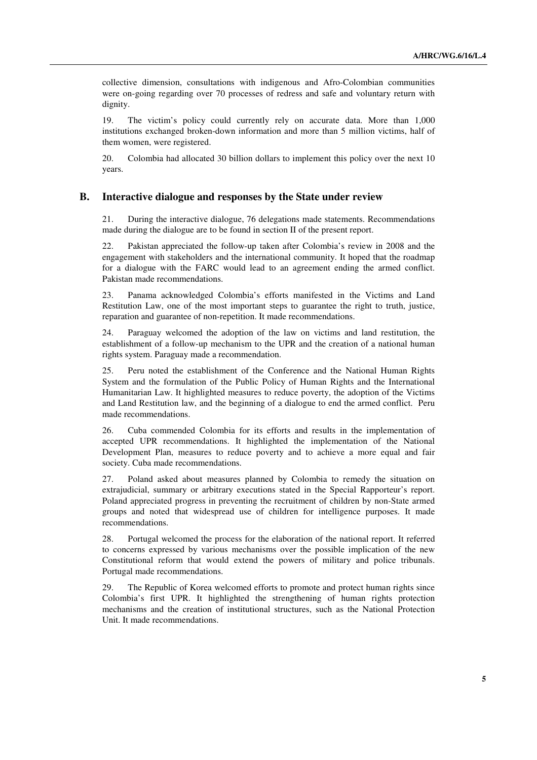collective dimension, consultations with indigenous and Afro-Colombian communities were on-going regarding over 70 processes of redress and safe and voluntary return with dignity.

19. The victim's policy could currently rely on accurate data. More than 1,000 institutions exchanged broken-down information and more than 5 million victims, half of them women, were registered.

20. Colombia had allocated 30 billion dollars to implement this policy over the next 10 years.

## B. Interactive dialogue and responses by the State under review

21. During the interactive dialogue, 76 delegations made statements. Recommendations made during the dialogue are to be found in section II of the present report.

22. Pakistan appreciated the follow-up taken after Colombia's review in 2008 and the engagement with stakeholders and the international community. It hoped that the roadmap for a dialogue with the FARC would lead to an agreement ending the armed conflict. Pakistan made recommendations.

23. Panama acknowledged Colombia's efforts manifested in the Victims and Land Restitution Law, one of the most important steps to guarantee the right to truth, justice, reparation and guarantee of non-repetition. It made recommendations.

24. Paraguay welcomed the adoption of the law on victims and land restitution, the establishment of a follow-up mechanism to the UPR and the creation of a national human rights system. Paraguay made a recommendation.

25. Peru noted the establishment of the Conference and the National Human Rights System and the formulation of the Public Policy of Human Rights and the International Humanitarian Law. It highlighted measures to reduce poverty, the adoption of the Victims and Land Restitution law, and the beginning of a dialogue to end the armed conflict. Peru made recommendations.

26. Cuba commended Colombia for its efforts and results in the implementation of accepted UPR recommendations. It highlighted the implementation of the National Development Plan, measures to reduce poverty and to achieve a more equal and fair society. Cuba made recommendations.

27. Poland asked about measures planned by Colombia to remedy the situation on extrajudicial, summary or arbitrary executions stated in the Special Rapporteur's report. Poland appreciated progress in preventing the recruitment of children by non-State armed groups and noted that widespread use of children for intelligence purposes. It made recommendations.

28. Portugal welcomed the process for the elaboration of the national report. It referred to concerns expressed by various mechanisms over the possible implication of the new Constitutional reform that would extend the powers of military and police tribunals. Portugal made recommendations.

29. The Republic of Korea welcomed efforts to promote and protect human rights since Colombia's first UPR. It highlighted the strengthening of human rights protection mechanisms and the creation of institutional structures, such as the National Protection Unit. It made recommendations.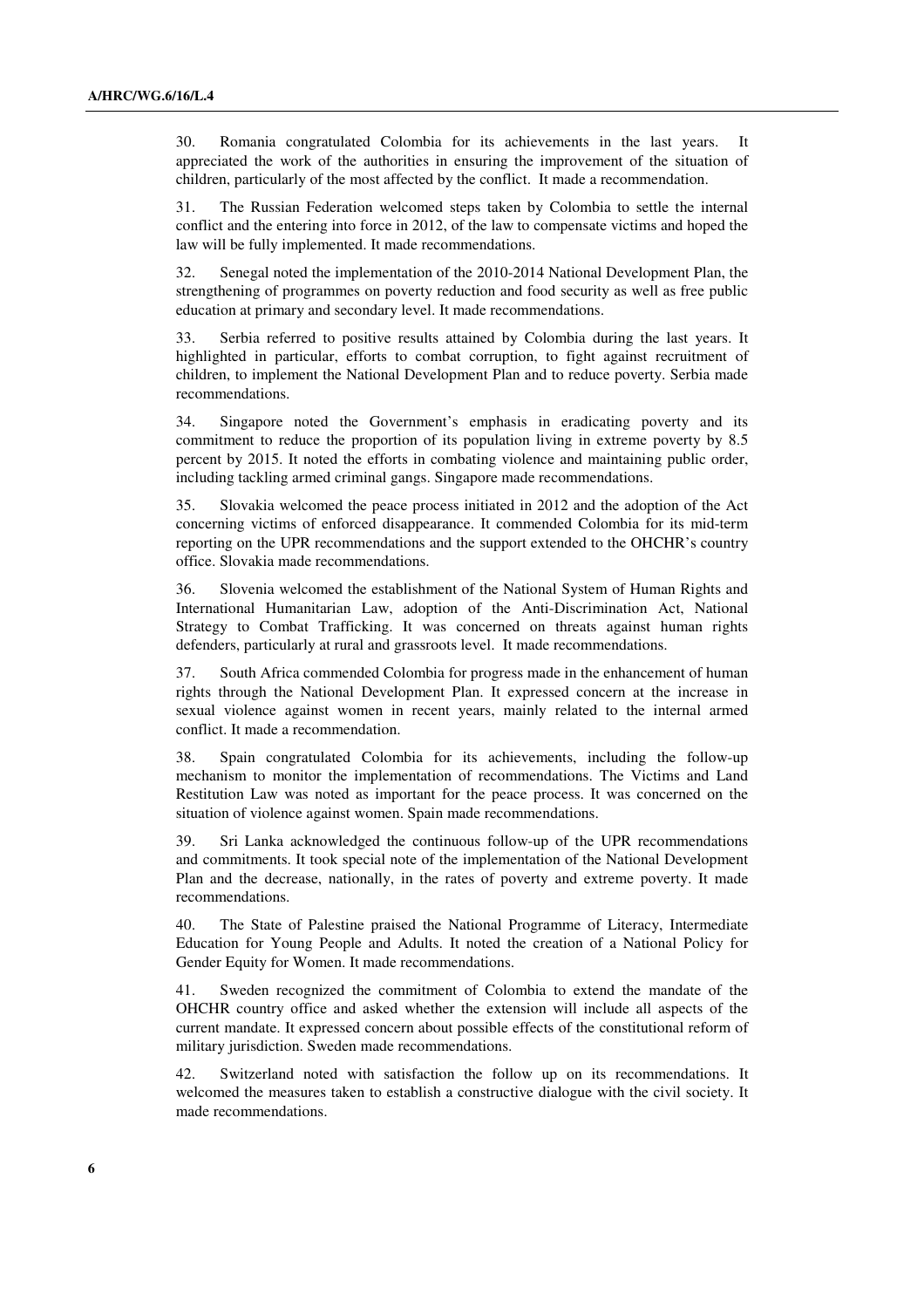30. Romania congratulated Colombia for its achievements in the last years. It appreciated the work of the authorities in ensuring the improvement of the situation of children, particularly of the most affected by the conflict. It made a recommendation.

31. The Russian Federation welcomed steps taken by Colombia to settle the internal conflict and the entering into force in 2012, of the law to compensate victims and hoped the law will be fully implemented. It made recommendations.

32. Senegal noted the implementation of the 2010-2014 National Development Plan, the strengthening of programmes on poverty reduction and food security as well as free public education at primary and secondary level. It made recommendations.

33. Serbia referred to positive results attained by Colombia during the last years. It highlighted in particular, efforts to combat corruption, to fight against recruitment of children, to implement the National Development Plan and to reduce poverty. Serbia made recommendations.

34. Singapore noted the Government's emphasis in eradicating poverty and its commitment to reduce the proportion of its population living in extreme poverty by 8.5 percent by 2015. It noted the efforts in combating violence and maintaining public order, including tackling armed criminal gangs. Singapore made recommendations.

35. Slovakia welcomed the peace process initiated in 2012 and the adoption of the Act concerning victims of enforced disappearance. It commended Colombia for its mid-term reporting on the UPR recommendations and the support extended to the OHCHR's country office. Slovakia made recommendations.

36. Slovenia welcomed the establishment of the National System of Human Rights and International Humanitarian Law, adoption of the Anti-Discrimination Act, National Strategy to Combat Trafficking. It was concerned on threats against human rights defenders, particularly at rural and grassroots level. It made recommendations.

37. South Africa commended Colombia for progress made in the enhancement of human rights through the National Development Plan. It expressed concern at the increase in sexual violence against women in recent years, mainly related to the internal armed conflict. It made a recommendation.

38. Spain congratulated Colombia for its achievements, including the follow-up mechanism to monitor the implementation of recommendations. The Victims and Land Restitution Law was noted as important for the peace process. It was concerned on the situation of violence against women. Spain made recommendations.

39. Sri Lanka acknowledged the continuous follow-up of the UPR recommendations and commitments. It took special note of the implementation of the National Development Plan and the decrease, nationally, in the rates of poverty and extreme poverty. It made recommendations.

40. The State of Palestine praised the National Programme of Literacy, Intermediate Education for Young People and Adults. It noted the creation of a National Policy for Gender Equity for Women. It made recommendations.

41. Sweden recognized the commitment of Colombia to extend the mandate of the OHCHR country office and asked whether the extension will include all aspects of the current mandate. It expressed concern about possible effects of the constitutional reform of military jurisdiction. Sweden made recommendations.

42. Switzerland noted with satisfaction the follow up on its recommendations. It welcomed the measures taken to establish a constructive dialogue with the civil society. It made recommendations.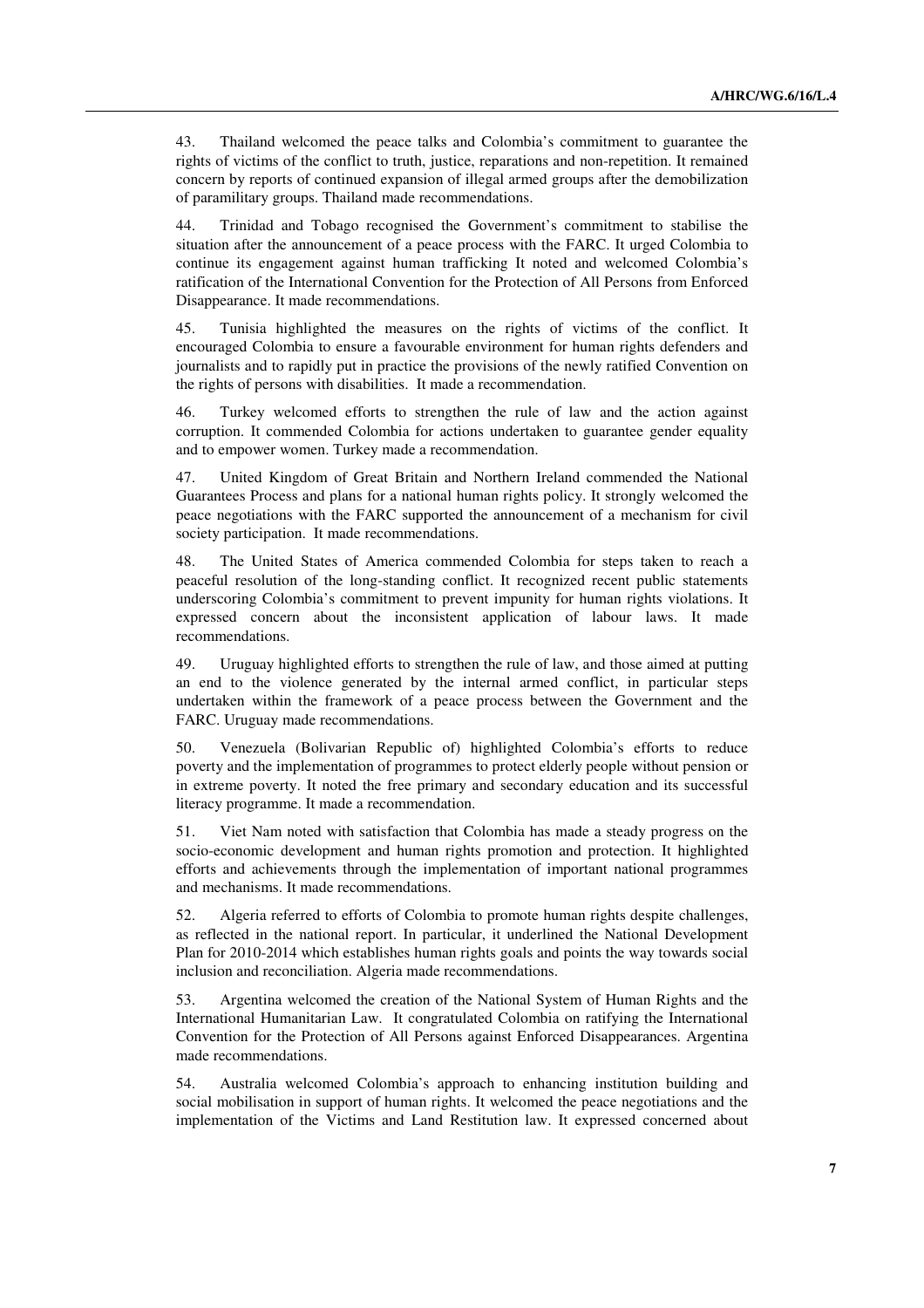43. Thailand welcomed the peace talks and Colombia's commitment to guarantee the rights of victims of the conflict to truth, justice, reparations and non-repetition. It remained concern by reports of continued expansion of illegal armed groups after the demobilization of paramilitary groups. Thailand made recommendations.

44. Trinidad and Tobago recognised the Government's commitment to stabilise the situation after the announcement of a peace process with the FARC. It urged Colombia to continue its engagement against human trafficking It noted and welcomed Colombia's ratification of the International Convention for the Protection of All Persons from Enforced Disappearance. It made recommendations.

45. Tunisia highlighted the measures on the rights of victims of the conflict. It encouraged Colombia to ensure a favourable environment for human rights defenders and journalists and to rapidly put in practice the provisions of the newly ratified Convention on the rights of persons with disabilities. It made a recommendation.

46. Turkey welcomed efforts to strengthen the rule of law and the action against corruption. It commended Colombia for actions undertaken to guarantee gender equality and to empower women. Turkey made a recommendation.

47. United Kingdom of Great Britain and Northern Ireland commended the National Guarantees Process and plans for a national human rights policy. It strongly welcomed the peace negotiations with the FARC supported the announcement of a mechanism for civil society participation. It made recommendations.

48. The United States of America commended Colombia for steps taken to reach a peaceful resolution of the long-standing conflict. It recognized recent public statements underscoring Colombia's commitment to prevent impunity for human rights violations. It expressed concern about the inconsistent application of labour laws. It made recommendations.

49. Uruguay highlighted efforts to strengthen the rule of law, and those aimed at putting an end to the violence generated by the internal armed conflict, in particular steps undertaken within the framework of a peace process between the Government and the FARC. Uruguay made recommendations.

50. Venezuela (Bolivarian Republic of) highlighted Colombia's efforts to reduce poverty and the implementation of programmes to protect elderly people without pension or in extreme poverty. It noted the free primary and secondary education and its successful literacy programme. It made a recommendation.

51. Viet Nam noted with satisfaction that Colombia has made a steady progress on the socio-economic development and human rights promotion and protection. It highlighted efforts and achievements through the implementation of important national programmes and mechanisms. It made recommendations.

52. Algeria referred to efforts of Colombia to promote human rights despite challenges, as reflected in the national report. In particular, it underlined the National Development Plan for 2010-2014 which establishes human rights goals and points the way towards social inclusion and reconciliation. Algeria made recommendations.

53. Argentina welcomed the creation of the National System of Human Rights and the International Humanitarian Law. It congratulated Colombia on ratifying the International Convention for the Protection of All Persons against Enforced Disappearances. Argentina made recommendations.

54. Australia welcomed Colombia's approach to enhancing institution building and social mobilisation in support of human rights. It welcomed the peace negotiations and the implementation of the Victims and Land Restitution law. It expressed concerned about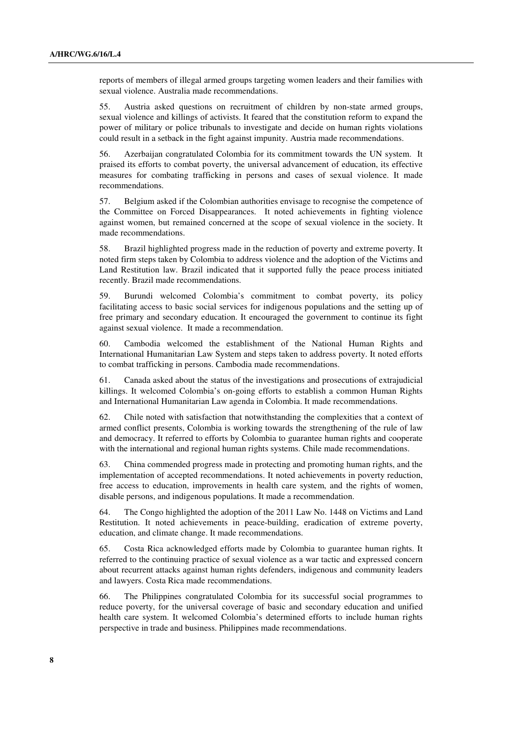reports of members of illegal armed groups targeting women leaders and their families with sexual violence. Australia made recommendations.

55. Austria asked questions on recruitment of children by non-state armed groups, sexual violence and killings of activists. It feared that the constitution reform to expand the power of military or police tribunals to investigate and decide on human rights violations could result in a setback in the fight against impunity. Austria made recommendations.

56. Azerbaijan congratulated Colombia for its commitment towards the UN system. It praised its efforts to combat poverty, the universal advancement of education, its effective measures for combating trafficking in persons and cases of sexual violence. It made recommendations.

57. Belgium asked if the Colombian authorities envisage to recognise the competence of the Committee on Forced Disappearances. It noted achievements in fighting violence against women, but remained concerned at the scope of sexual violence in the society. It made recommendations.

58. Brazil highlighted progress made in the reduction of poverty and extreme poverty. It noted firm steps taken by Colombia to address violence and the adoption of the Victims and Land Restitution law. Brazil indicated that it supported fully the peace process initiated recently. Brazil made recommendations.

59. Burundi welcomed Colombia's commitment to combat poverty, its policy facilitating access to basic social services for indigenous populations and the setting up of free primary and secondary education. It encouraged the government to continue its fight against sexual violence. It made a recommendation.

60. Cambodia welcomed the establishment of the National Human Rights and International Humanitarian Law System and steps taken to address poverty. It noted efforts to combat trafficking in persons. Cambodia made recommendations.

61. Canada asked about the status of the investigations and prosecutions of extrajudicial killings. It welcomed Colombia's on-going efforts to establish a common Human Rights and International Humanitarian Law agenda in Colombia. It made recommendations.

62. Chile noted with satisfaction that notwithstanding the complexities that a context of armed conflict presents, Colombia is working towards the strengthening of the rule of law and democracy. It referred to efforts by Colombia to guarantee human rights and cooperate with the international and regional human rights systems. Chile made recommendations.

63. China commended progress made in protecting and promoting human rights, and the implementation of accepted recommendations. It noted achievements in poverty reduction, free access to education, improvements in health care system, and the rights of women, disable persons, and indigenous populations. It made a recommendation.

64. The Congo highlighted the adoption of the 2011 Law No. 1448 on Victims and Land Restitution. It noted achievements in peace-building, eradication of extreme poverty, education, and climate change. It made recommendations.

65. Costa Rica acknowledged efforts made by Colombia to guarantee human rights. It referred to the continuing practice of sexual violence as a war tactic and expressed concern about recurrent attacks against human rights defenders, indigenous and community leaders and lawyers. Costa Rica made recommendations.

66. The Philippines congratulated Colombia for its successful social programmes to reduce poverty, for the universal coverage of basic and secondary education and unified health care system. It welcomed Colombia's determined efforts to include human rights perspective in trade and business. Philippines made recommendations.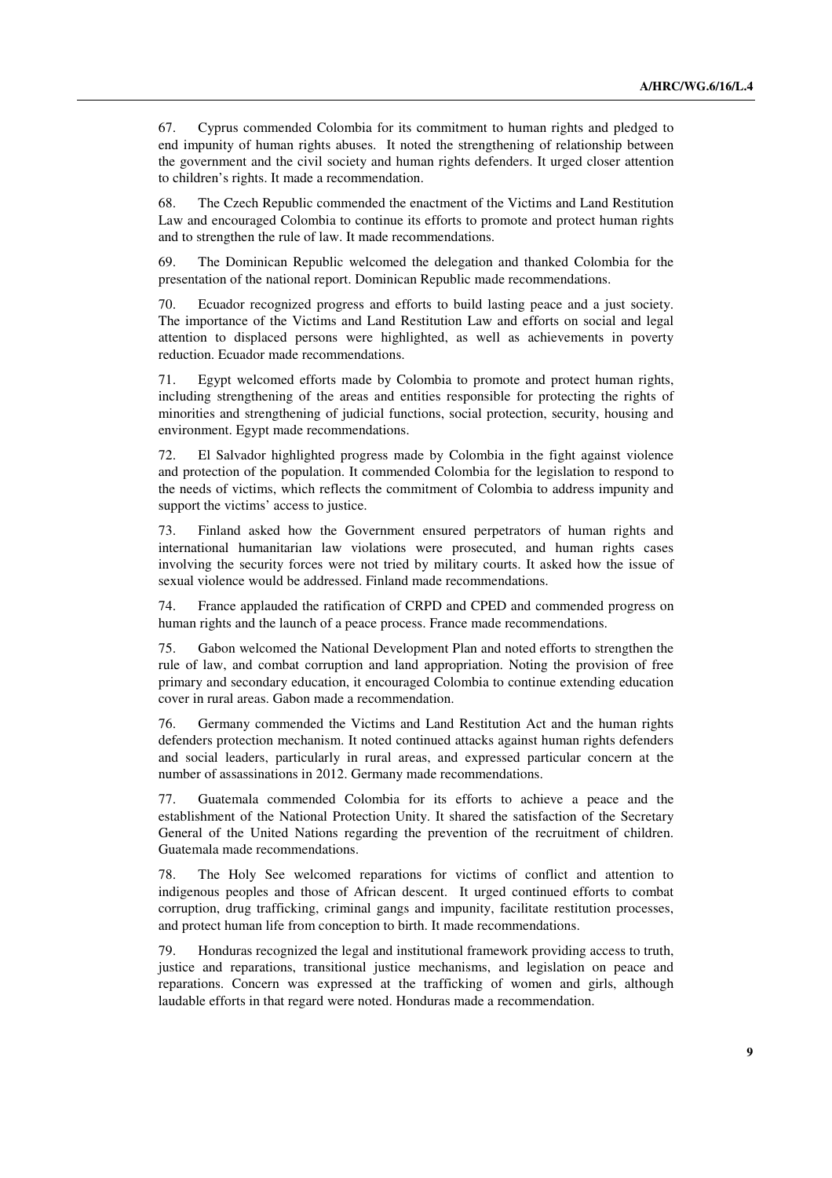67. Cyprus commended Colombia for its commitment to human rights and pledged to end impunity of human rights abuses. It noted the strengthening of relationship between the government and the civil society and human rights defenders. It urged closer attention to children's rights. It made a recommendation.

68. The Czech Republic commended the enactment of the Victims and Land Restitution Law and encouraged Colombia to continue its efforts to promote and protect human rights and to strengthen the rule of law. It made recommendations.

69. The Dominican Republic welcomed the delegation and thanked Colombia for the presentation of the national report. Dominican Republic made recommendations.

70. Ecuador recognized progress and efforts to build lasting peace and a just society. The importance of the Victims and Land Restitution Law and efforts on social and legal attention to displaced persons were highlighted, as well as achievements in poverty reduction. Ecuador made recommendations.

71. Egypt welcomed efforts made by Colombia to promote and protect human rights, including strengthening of the areas and entities responsible for protecting the rights of minorities and strengthening of judicial functions, social protection, security, housing and environment. Egypt made recommendations.

72. El Salvador highlighted progress made by Colombia in the fight against violence and protection of the population. It commended Colombia for the legislation to respond to the needs of victims, which reflects the commitment of Colombia to address impunity and support the victims' access to justice.

73. Finland asked how the Government ensured perpetrators of human rights and international humanitarian law violations were prosecuted, and human rights cases involving the security forces were not tried by military courts. It asked how the issue of sexual violence would be addressed. Finland made recommendations.

74. France applauded the ratification of CRPD and CPED and commended progress on human rights and the launch of a peace process. France made recommendations.

75. Gabon welcomed the National Development Plan and noted efforts to strengthen the rule of law, and combat corruption and land appropriation. Noting the provision of free primary and secondary education, it encouraged Colombia to continue extending education cover in rural areas. Gabon made a recommendation.

76. Germany commended the Victims and Land Restitution Act and the human rights defenders protection mechanism. It noted continued attacks against human rights defenders and social leaders, particularly in rural areas, and expressed particular concern at the number of assassinations in 2012. Germany made recommendations.

77. Guatemala commended Colombia for its efforts to achieve a peace and the establishment of the National Protection Unity. It shared the satisfaction of the Secretary General of the United Nations regarding the prevention of the recruitment of children. Guatemala made recommendations.

78. The Holy See welcomed reparations for victims of conflict and attention to indigenous peoples and those of African descent. It urged continued efforts to combat corruption, drug trafficking, criminal gangs and impunity, facilitate restitution processes, and protect human life from conception to birth. It made recommendations.

79. Honduras recognized the legal and institutional framework providing access to truth, justice and reparations, transitional justice mechanisms, and legislation on peace and reparations. Concern was expressed at the trafficking of women and girls, although laudable efforts in that regard were noted. Honduras made a recommendation.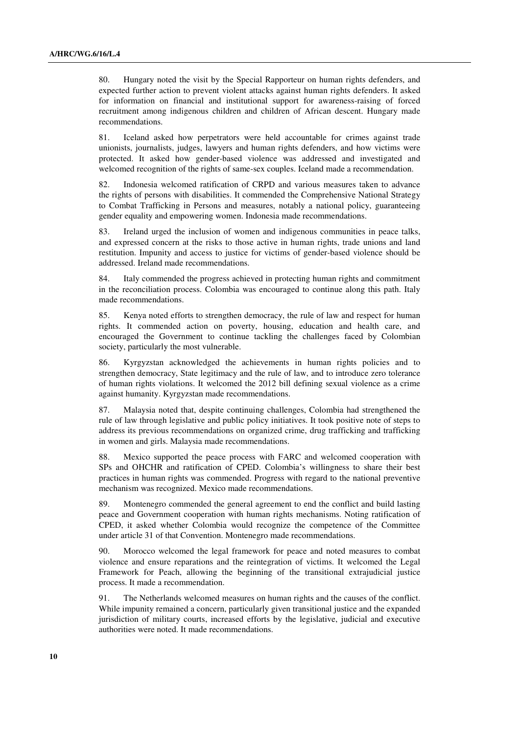80. Hungary noted the visit by the Special Rapporteur on human rights defenders, and expected further action to prevent violent attacks against human rights defenders. It asked for information on financial and institutional support for awareness-raising of forced recruitment among indigenous children and children of African descent. Hungary made recommendations.

81. Iceland asked how perpetrators were held accountable for crimes against trade unionists, journalists, judges, lawyers and human rights defenders, and how victims were protected. It asked how gender-based violence was addressed and investigated and welcomed recognition of the rights of same-sex couples. Iceland made a recommendation.

82. Indonesia welcomed ratification of CRPD and various measures taken to advance the rights of persons with disabilities. It commended the Comprehensive National Strategy to Combat Trafficking in Persons and measures, notably a national policy, guaranteeing gender equality and empowering women. Indonesia made recommendations.

83. Ireland urged the inclusion of women and indigenous communities in peace talks, and expressed concern at the risks to those active in human rights, trade unions and land restitution. Impunity and access to justice for victims of gender-based violence should be addressed. Ireland made recommendations.

84. Italy commended the progress achieved in protecting human rights and commitment in the reconciliation process. Colombia was encouraged to continue along this path. Italy made recommendations.

85. Kenya noted efforts to strengthen democracy, the rule of law and respect for human rights. It commended action on poverty, housing, education and health care, and encouraged the Government to continue tackling the challenges faced by Colombian society, particularly the most vulnerable.

86. Kyrgyzstan acknowledged the achievements in human rights policies and to strengthen democracy, State legitimacy and the rule of law, and to introduce zero tolerance of human rights violations. It welcomed the 2012 bill defining sexual violence as a crime against humanity. Kyrgyzstan made recommendations.

87. Malaysia noted that, despite continuing challenges, Colombia had strengthened the rule of law through legislative and public policy initiatives. It took positive note of steps to address its previous recommendations on organized crime, drug trafficking and trafficking in women and girls. Malaysia made recommendations.

88. Mexico supported the peace process with FARC and welcomed cooperation with SPs and OHCHR and ratification of CPED. Colombia's willingness to share their best practices in human rights was commended. Progress with regard to the national preventive mechanism was recognized. Mexico made recommendations.

89. Montenegro commended the general agreement to end the conflict and build lasting peace and Government cooperation with human rights mechanisms. Noting ratification of CPED, it asked whether Colombia would recognize the competence of the Committee under article 31 of that Convention. Montenegro made recommendations.

90. Morocco welcomed the legal framework for peace and noted measures to combat violence and ensure reparations and the reintegration of victims. It welcomed the Legal Framework for Peach, allowing the beginning of the transitional extrajudicial justice process. It made a recommendation.

91. The Netherlands welcomed measures on human rights and the causes of the conflict. While impunity remained a concern, particularly given transitional justice and the expanded jurisdiction of military courts, increased efforts by the legislative, judicial and executive authorities were noted. It made recommendations.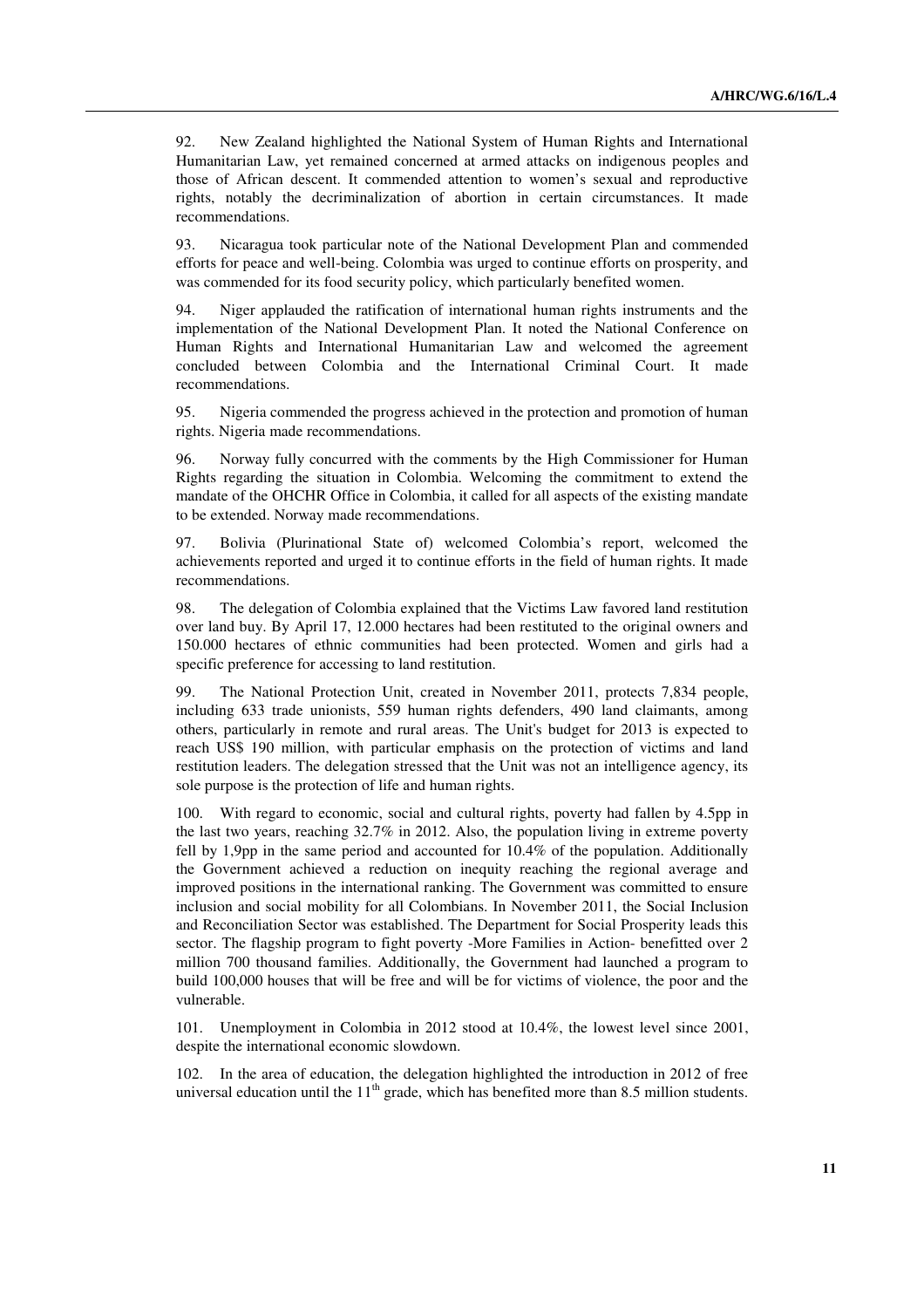92. New Zealand highlighted the National System of Human Rights and International Humanitarian Law, yet remained concerned at armed attacks on indigenous peoples and those of African descent. It commended attention to women's sexual and reproductive rights, notably the decriminalization of abortion in certain circumstances. It made recommendations.

93. Nicaragua took particular note of the National Development Plan and commended efforts for peace and well-being. Colombia was urged to continue efforts on prosperity, and was commended for its food security policy, which particularly benefited women.

94. Niger applauded the ratification of international human rights instruments and the implementation of the National Development Plan. It noted the National Conference on Human Rights and International Humanitarian Law and welcomed the agreement concluded between Colombia and the International Criminal Court. It made recommendations.

95. Nigeria commended the progress achieved in the protection and promotion of human rights. Nigeria made recommendations.

96. Norway fully concurred with the comments by the High Commissioner for Human Rights regarding the situation in Colombia. Welcoming the commitment to extend the mandate of the OHCHR Office in Colombia, it called for all aspects of the existing mandate to be extended. Norway made recommendations.

97. Bolivia (Plurinational State of) welcomed Colombia's report, welcomed the achievements reported and urged it to continue efforts in the field of human rights. It made recommendations.

98. The delegation of Colombia explained that the Victims Law favored land restitution over land buy. By April 17, 12.000 hectares had been restituted to the original owners and 150.000 hectares of ethnic communities had been protected. Women and girls had a specific preference for accessing to land restitution.

99. The National Protection Unit, created in November 2011, protects 7,834 people, including 633 trade unionists, 559 human rights defenders, 490 land claimants, among others, particularly in remote and rural areas. The Unit's budget for 2013 is expected to reach US$ 190 million, with particular emphasis on the protection of victims and land restitution leaders. The delegation stressed that the Unit was not an intelligence agency, its sole purpose is the protection of life and human rights.

100. With regard to economic, social and cultural rights, poverty had fallen by 4.5pp in the last two years, reaching 32.7% in 2012. Also, the population living in extreme poverty fell by 1,9pp in the same period and accounted for 10.4% of the population. Additionally the Government achieved a reduction on inequity reaching the regional average and improved positions in the international ranking. The Government was committed to ensure inclusion and social mobility for all Colombians. In November 2011, the Social Inclusion and Reconciliation Sector was established. The Department for Social Prosperity leads this sector. The flagship program to fight poverty -More Families in Action- benefitted over 2 million 700 thousand families. Additionally, the Government had launched a program to build 100,000 houses that will be free and will be for victims of violence, the poor and the vulnerable.

101. Unemployment in Colombia in 2012 stood at 10.4%, the lowest level since 2001, despite the international economic slowdown.

102. In the area of education, the delegation highlighted the introduction in 2012 of free universal education until the 11th grade, which has benefited more than 8.5 million students.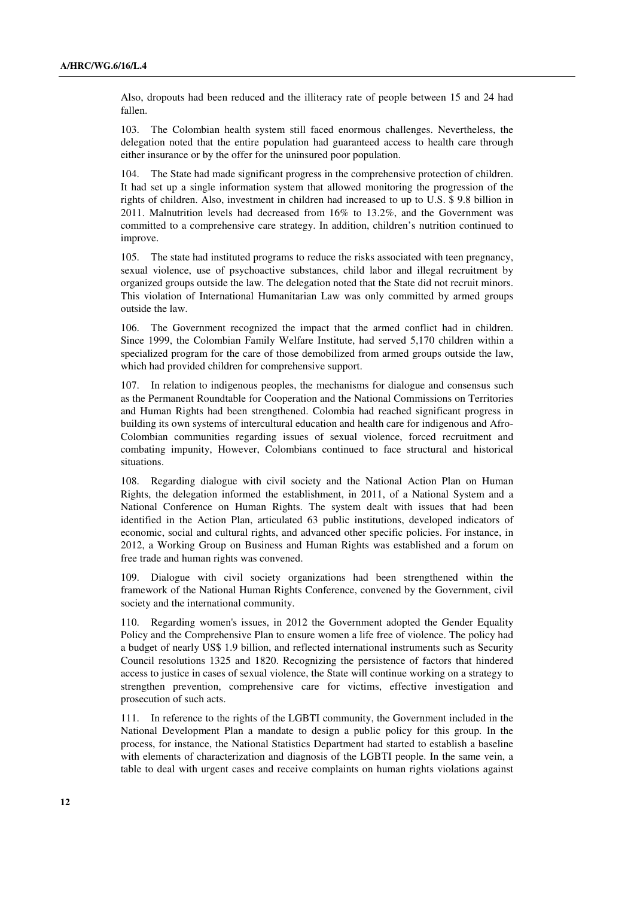Also, dropouts had been reduced and the illiteracy rate of people between 15 and 24 had fallen.

103. The Colombian health system still faced enormous challenges. Nevertheless, the delegation noted that the entire population had guaranteed access to health care through either insurance or by the offer for the uninsured poor population.

104. The State had made significant progress in the comprehensive protection of children. It had set up a single information system that allowed monitoring the progression of the rights of children. Also, investment in children had increased to up to U.S. $ 9.8 billion in 2011. Malnutrition levels had decreased from 16% to 13.2%, and the Government was committed to a comprehensive care strategy. In addition, children's nutrition continued to improve.

105. The state had instituted programs to reduce the risks associated with teen pregnancy, sexual violence, use of psychoactive substances, child labor and illegal recruitment by organized groups outside the law. The delegation noted that the State did not recruit minors. This violation of International Humanitarian Law was only committed by armed groups outside the law.

106. The Government recognized the impact that the armed conflict had in children. Since 1999, the Colombian Family Welfare Institute, had served 5,170 children within a specialized program for the care of those demobilized from armed groups outside the law, which had provided children for comprehensive support.

107. In relation to indigenous peoples, the mechanisms for dialogue and consensus such as the Permanent Roundtable for Cooperation and the National Commissions on Territories and Human Rights had been strengthened. Colombia had reached significant progress in building its own systems of intercultural education and health care for indigenous and Afro-Colombian communities regarding issues of sexual violence, forced recruitment and combating impunity, However, Colombians continued to face structural and historical situations.

108. Regarding dialogue with civil society and the National Action Plan on Human Rights, the delegation informed the establishment, in 2011, of a National System and a National Conference on Human Rights. The system dealt with issues that had been identified in the Action Plan, articulated 63 public institutions, developed indicators of economic, social and cultural rights, and advanced other specific policies. For instance, in 2012, a Working Group on Business and Human Rights was established and a forum on free trade and human rights was convened.

109. Dialogue with civil society organizations had been strengthened within the framework of the National Human Rights Conference, convened by the Government, civil society and the international community.

110. Regarding women's issues, in 2012 the Government adopted the Gender Equality Policy and the Comprehensive Plan to ensure women a life free of violence. The policy had a budget of nearly US$ 1.9 billion, and reflected international instruments such as Security Council resolutions 1325 and 1820. Recognizing the persistence of factors that hindered access to justice in cases of sexual violence, the State will continue working on a strategy to strengthen prevention, comprehensive care for victims, effective investigation and prosecution of such acts.

111. In reference to the rights of the LGBTI community, the Government included in the National Development Plan a mandate to design a public policy for this group. In the process, for instance, the National Statistics Department had started to establish a baseline with elements of characterization and diagnosis of the LGBTI people. In the same vein, a table to deal with urgent cases and receive complaints on human rights violations against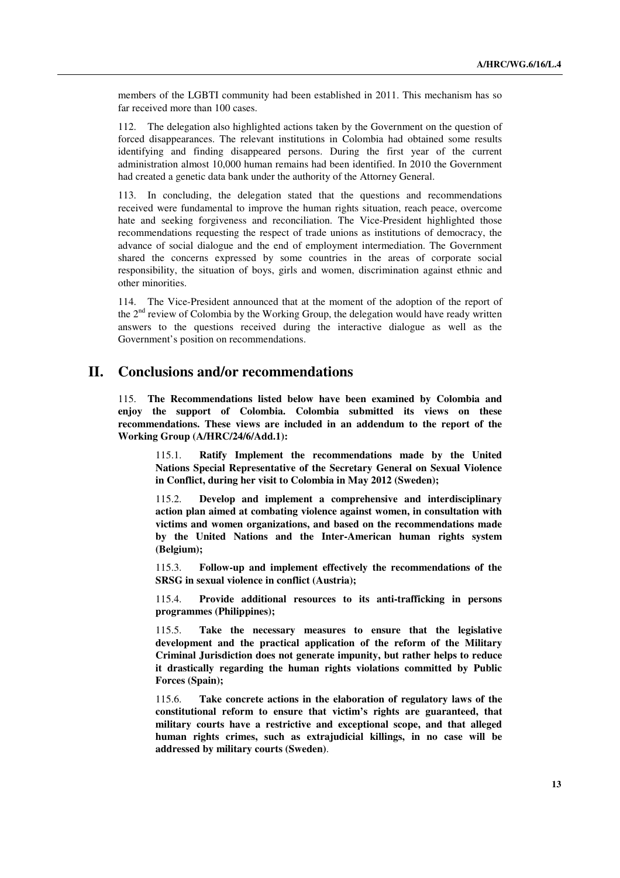members of the LGBTI community had been established in 2011. This mechanism has so far received more than 100 cases.

112. The delegation also highlighted actions taken by the Government on the question of forced disappearances. The relevant institutions in Colombia had obtained some results identifying and finding disappeared persons. During the first year of the current administration almost 10,000 human remains had been identified. In 2010 the Government had created a genetic data bank under the authority of the Attorney General.

113. In concluding, the delegation stated that the questions and recommendations received were fundamental to improve the human rights situation, reach peace, overcome hate and seeking forgiveness and reconciliation. The Vice-President highlighted those recommendations requesting the respect of trade unions as institutions of democracy, the advance of social dialogue and the end of employment intermediation. The Government shared the concerns expressed by some countries in the areas of corporate social responsibility, the situation of boys, girls and women, discrimination against ethnic and other minorities.

114. The Vice-President announced that at the moment of the adoption of the report of the 2nd review of Colombia by the Working Group, the delegation would have ready written answers to the questions received during the interactive dialogue as well as the Government's position on recommendations.

# II. Conclusions and/or recommendations

115. **The Recommendations listed below have been examined by Colombia and enjoy the support of Colombia. Colombia submitted its views on these recommendations. These views are included in an addendum to the report of the Working Group (A/HRC/24/6/Add.1):**

> 115.1. **Ratify Implement the recommendations made by the United Nations Special Representative of the Secretary General on Sexual Violence in Conflict, during her visit to Colombia in May 2012 (Sweden);**
>
> 115.2. **Develop and implement a comprehensive and interdisciplinary action plan aimed at combating violence against women, in consultation with victims and women organizations, and based on the recommendations made by the United Nations and the Inter-American human rights system (Belgium);**
>
> 115.3. **Follow-up and implement effectively the recommendations of the SRSG in sexual violence in conflict (Austria);**
>
> 115.4. **Provide additional resources to its anti-trafficking in persons programmes (Philippines);**
>
> 115.5. **Take the necessary measures to ensure that the legislative development and the practical application of the reform of the Military Criminal Jurisdiction does not generate impunity, but rather helps to reduce it drastically regarding the human rights violations committed by Public Forces (Spain);**
>
> 115.6. **Take concrete actions in the elaboration of regulatory laws of the constitutional reform to ensure that victim's rights are guaranteed, that military courts have a restrictive and exceptional scope, and that alleged human rights crimes, such as extrajudicial killings, in no case will be addressed by military courts (Sweden)**.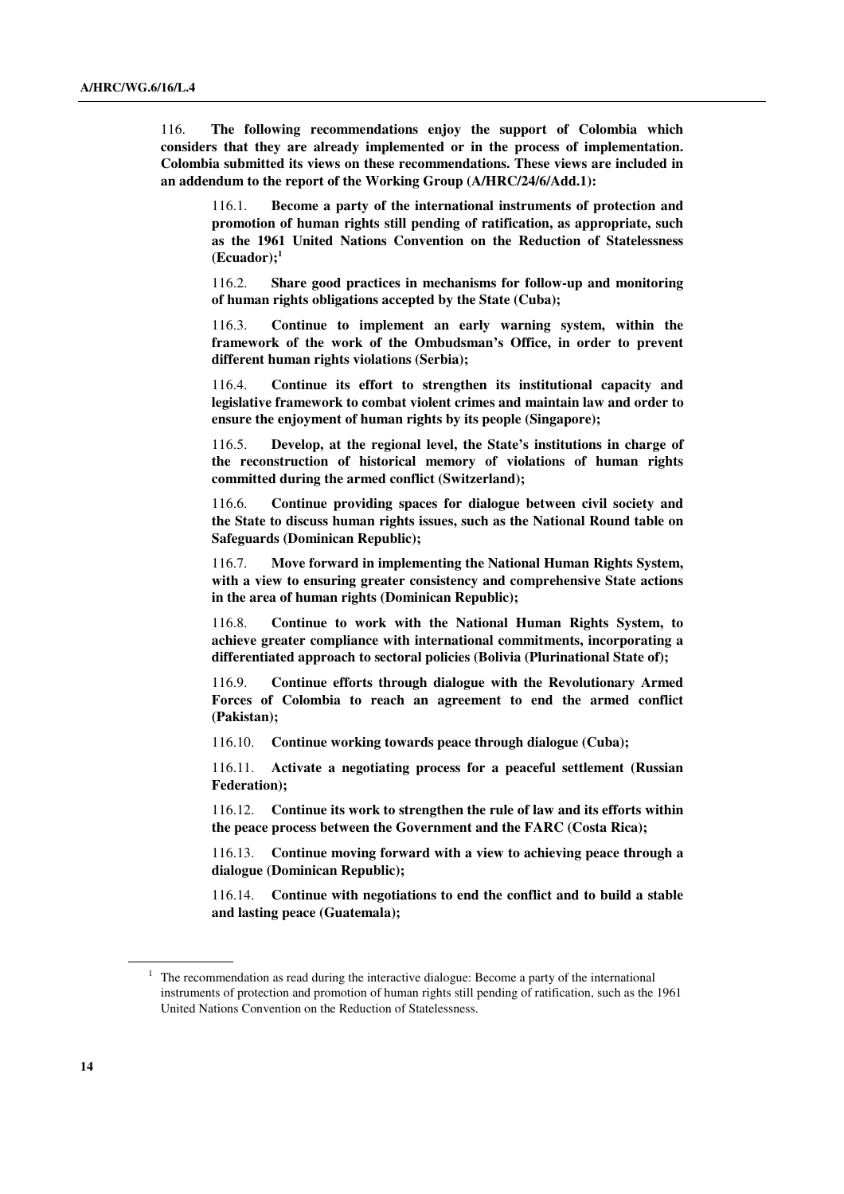116. **The following recommendations enjoy the support of Colombia which considers that they are already implemented or in the process of implementation. Colombia submitted its views on these recommendations. These views are included in an addendum to the report of the Working Group (A/HRC/24/6/Add.1):**

> 116.1. **Become a party of the international instruments of protection and promotion of human rights still pending of ratification, as appropriate, such as the 1961 United Nations Convention on the Reduction of Statelessness (Ecuador);**[1]
>
> 116.2. **Share good practices in mechanisms for follow-up and monitoring of human rights obligations accepted by the State (Cuba);**
>
> 116.3. **Continue to implement an early warning system, within the framework of the work of the Ombudsman's Office, in order to prevent different human rights violations (Serbia);**
>
> 116.4. **Continue its effort to strengthen its institutional capacity and legislative framework to combat violent crimes and maintain law and order to ensure the enjoyment of human rights by its people (Singapore);**
>
> 116.5. **Develop, at the regional level, the State's institutions in charge of the reconstruction of historical memory of violations of human rights committed during the armed conflict (Switzerland);**
>
> 116.6. **Continue providing spaces for dialogue between civil society and the State to discuss human rights issues, such as the National Round table on Safeguards (Dominican Republic);**
>
> 116.7. **Move forward in implementing the National Human Rights System, with a view to ensuring greater consistency and comprehensive State actions in the area of human rights (Dominican Republic);**
>
> 116.8. **Continue to work with the National Human Rights System, to achieve greater compliance with international commitments, incorporating a differentiated approach to sectoral policies (Bolivia (Plurinational State of);**
>
> 116.9. **Continue efforts through dialogue with the Revolutionary Armed Forces of Colombia to reach an agreement to end the armed conflict (Pakistan);**
>
> 116.10. **Continue working towards peace through dialogue (Cuba);**
>
> 116.11. **Activate a negotiating process for a peaceful settlement (Russian Federation);**
>
> 116.12. **Continue its work to strengthen the rule of law and its efforts within the peace process between the Government and the FARC (Costa Rica);**
>
> 116.13. **Continue moving forward with a view to achieving peace through a dialogue (Dominican Republic);**
>
> 116.14. **Continue with negotiations to end the conflict and to build a stable and lasting peace (Guatemala);**

---

[1] The recommendation as read during the interactive dialogue: Become a party of the international instruments of protection and promotion of human rights still pending of ratification, such as the 1961 United Nations Convention on the Reduction of Statelessness.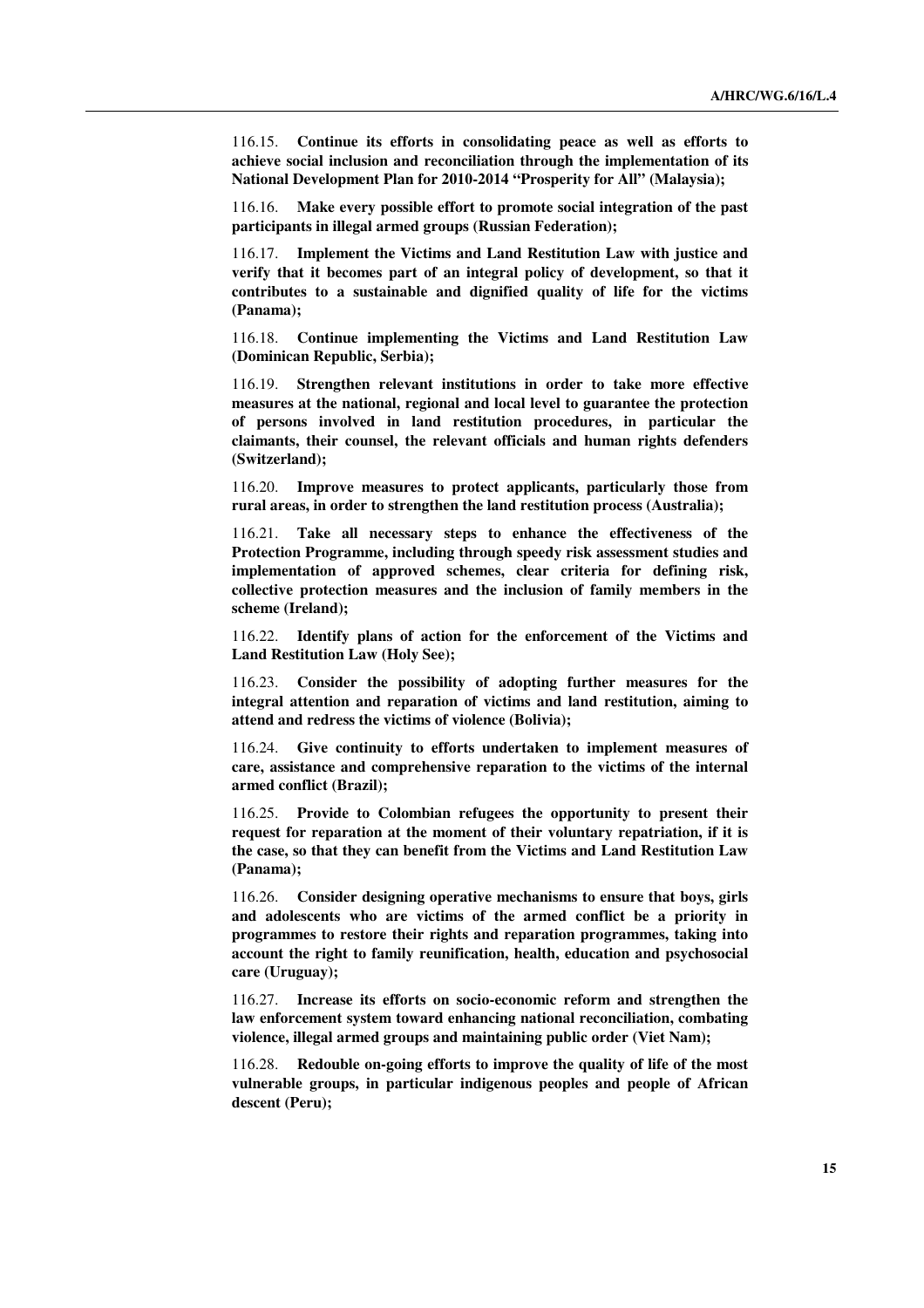116.15. **Continue its efforts in consolidating peace as well as efforts to achieve social inclusion and reconciliation through the implementation of its National Development Plan for 2010-2014 "Prosperity for All" (Malaysia);**

116.16. **Make every possible effort to promote social integration of the past participants in illegal armed groups (Russian Federation);**

116.17. **Implement the Victims and Land Restitution Law with justice and verify that it becomes part of an integral policy of development, so that it contributes to a sustainable and dignified quality of life for the victims (Panama);**

116.18. **Continue implementing the Victims and Land Restitution Law (Dominican Republic, Serbia);**

116.19. **Strengthen relevant institutions in order to take more effective measures at the national, regional and local level to guarantee the protection of persons involved in land restitution procedures, in particular the claimants, their counsel, the relevant officials and human rights defenders (Switzerland);**

116.20. **Improve measures to protect applicants, particularly those from rural areas, in order to strengthen the land restitution process (Australia);**

116.21. **Take all necessary steps to enhance the effectiveness of the Protection Programme, including through speedy risk assessment studies and implementation of approved schemes, clear criteria for defining risk, collective protection measures and the inclusion of family members in the scheme (Ireland);**

116.22. **Identify plans of action for the enforcement of the Victims and Land Restitution Law (Holy See);**

116.23. **Consider the possibility of adopting further measures for the integral attention and reparation of victims and land restitution, aiming to attend and redress the victims of violence (Bolivia);**

116.24. **Give continuity to efforts undertaken to implement measures of care, assistance and comprehensive reparation to the victims of the internal armed conflict (Brazil);**

116.25. **Provide to Colombian refugees the opportunity to present their request for reparation at the moment of their voluntary repatriation, if it is the case, so that they can benefit from the Victims and Land Restitution Law (Panama);**

116.26. **Consider designing operative mechanisms to ensure that boys, girls and adolescents who are victims of the armed conflict be a priority in programmes to restore their rights and reparation programmes, taking into account the right to family reunification, health, education and psychosocial care (Uruguay);**

116.27. **Increase its efforts on socio-economic reform and strengthen the law enforcement system toward enhancing national reconciliation, combating violence, illegal armed groups and maintaining public order (Viet Nam);**

116.28. **Redouble on-going efforts to improve the quality of life of the most vulnerable groups, in particular indigenous peoples and people of African descent (Peru);**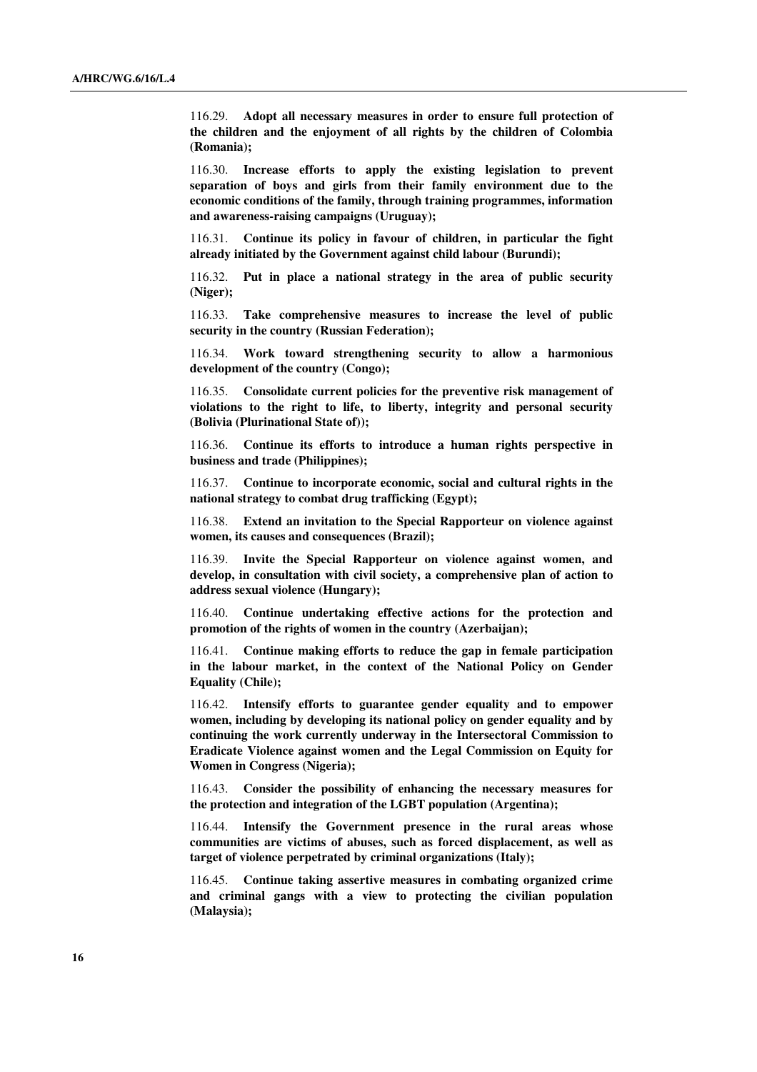116.29. **Adopt all necessary measures in order to ensure full protection of the children and the enjoyment of all rights by the children of Colombia (Romania);**

116.30. **Increase efforts to apply the existing legislation to prevent separation of boys and girls from their family environment due to the economic conditions of the family, through training programmes, information and awareness-raising campaigns (Uruguay);**

116.31. **Continue its policy in favour of children, in particular the fight already initiated by the Government against child labour (Burundi);**

116.32. **Put in place a national strategy in the area of public security (Niger);**

116.33. **Take comprehensive measures to increase the level of public security in the country (Russian Federation);**

116.34. **Work toward strengthening security to allow a harmonious development of the country (Congo);**

116.35. **Consolidate current policies for the preventive risk management of violations to the right to life, to liberty, integrity and personal security (Bolivia (Plurinational State of));**

116.36. **Continue its efforts to introduce a human rights perspective in business and trade (Philippines);**

116.37. **Continue to incorporate economic, social and cultural rights in the national strategy to combat drug trafficking (Egypt);**

116.38. **Extend an invitation to the Special Rapporteur on violence against women, its causes and consequences (Brazil);**

116.39. **Invite the Special Rapporteur on violence against women, and develop, in consultation with civil society, a comprehensive plan of action to address sexual violence (Hungary);**

116.40. **Continue undertaking effective actions for the protection and promotion of the rights of women in the country (Azerbaijan);**

116.41. **Continue making efforts to reduce the gap in female participation in the labour market, in the context of the National Policy on Gender Equality (Chile);**

116.42. **Intensify efforts to guarantee gender equality and to empower women, including by developing its national policy on gender equality and by continuing the work currently underway in the Intersectoral Commission to Eradicate Violence against women and the Legal Commission on Equity for Women in Congress (Nigeria);**

116.43. **Consider the possibility of enhancing the necessary measures for the protection and integration of the LGBT population (Argentina);**

116.44. **Intensify the Government presence in the rural areas whose communities are victims of abuses, such as forced displacement, as well as target of violence perpetrated by criminal organizations (Italy);**

116.45. **Continue taking assertive measures in combating organized crime and criminal gangs with a view to protecting the civilian population (Malaysia);**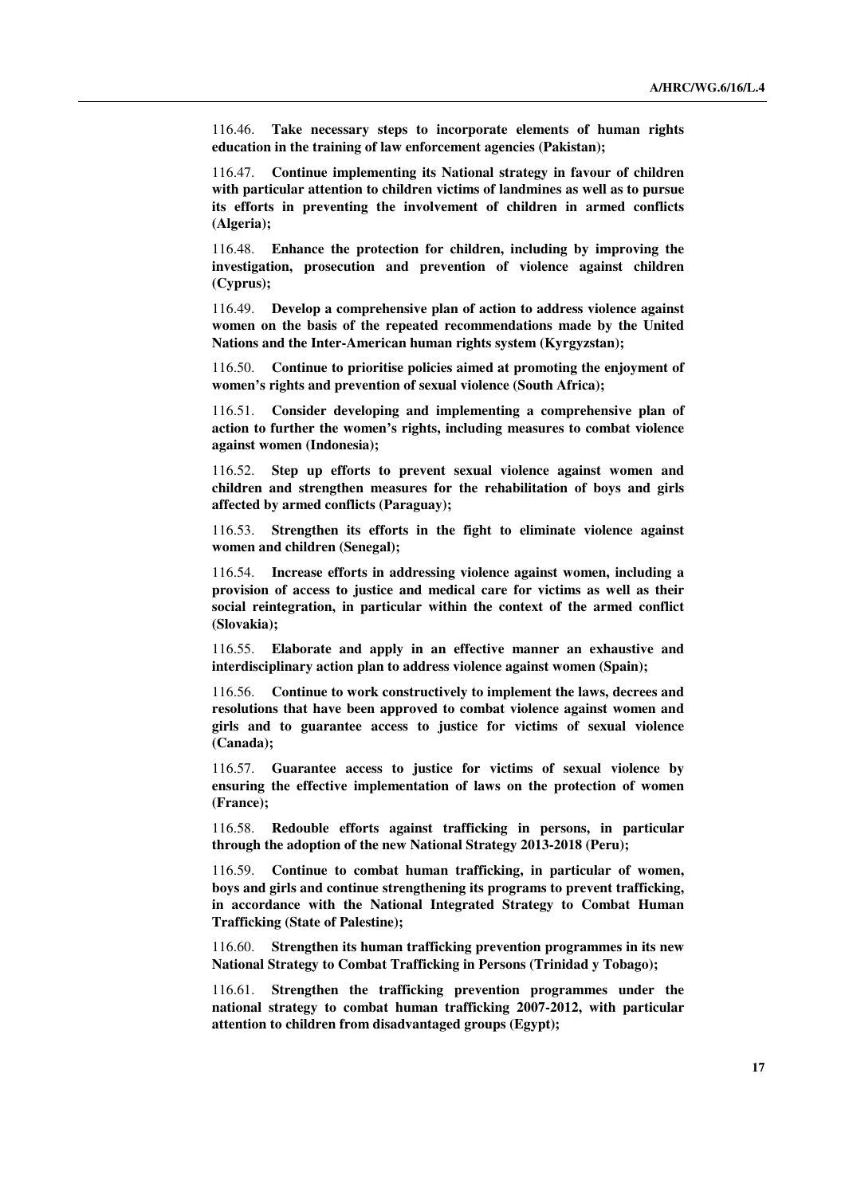116.46. **Take necessary steps to incorporate elements of human rights education in the training of law enforcement agencies (Pakistan);**

116.47. **Continue implementing its National strategy in favour of children with particular attention to children victims of landmines as well as to pursue its efforts in preventing the involvement of children in armed conflicts (Algeria);**

116.48. **Enhance the protection for children, including by improving the investigation, prosecution and prevention of violence against children (Cyprus);**

116.49. **Develop a comprehensive plan of action to address violence against women on the basis of the repeated recommendations made by the United Nations and the Inter-American human rights system (Kyrgyzstan);**

116.50. **Continue to prioritise policies aimed at promoting the enjoyment of women's rights and prevention of sexual violence (South Africa);**

116.51. **Consider developing and implementing a comprehensive plan of action to further the women's rights, including measures to combat violence against women (Indonesia);**

116.52. **Step up efforts to prevent sexual violence against women and children and strengthen measures for the rehabilitation of boys and girls affected by armed conflicts (Paraguay);**

116.53. **Strengthen its efforts in the fight to eliminate violence against women and children (Senegal);**

116.54. **Increase efforts in addressing violence against women, including a provision of access to justice and medical care for victims as well as their social reintegration, in particular within the context of the armed conflict (Slovakia);**

116.55. **Elaborate and apply in an effective manner an exhaustive and interdisciplinary action plan to address violence against women (Spain);**

116.56. **Continue to work constructively to implement the laws, decrees and resolutions that have been approved to combat violence against women and girls and to guarantee access to justice for victims of sexual violence (Canada);**

116.57. **Guarantee access to justice for victims of sexual violence by ensuring the effective implementation of laws on the protection of women (France);**

116.58. **Redouble efforts against trafficking in persons, in particular through the adoption of the new National Strategy 2013-2018 (Peru);**

116.59. **Continue to combat human trafficking, in particular of women, boys and girls and continue strengthening its programs to prevent trafficking, in accordance with the National Integrated Strategy to Combat Human Trafficking (State of Palestine);**

116.60. **Strengthen its human trafficking prevention programmes in its new National Strategy to Combat Trafficking in Persons (Trinidad y Tobago);**

116.61. **Strengthen the trafficking prevention programmes under the national strategy to combat human trafficking 2007-2012, with particular attention to children from disadvantaged groups (Egypt);**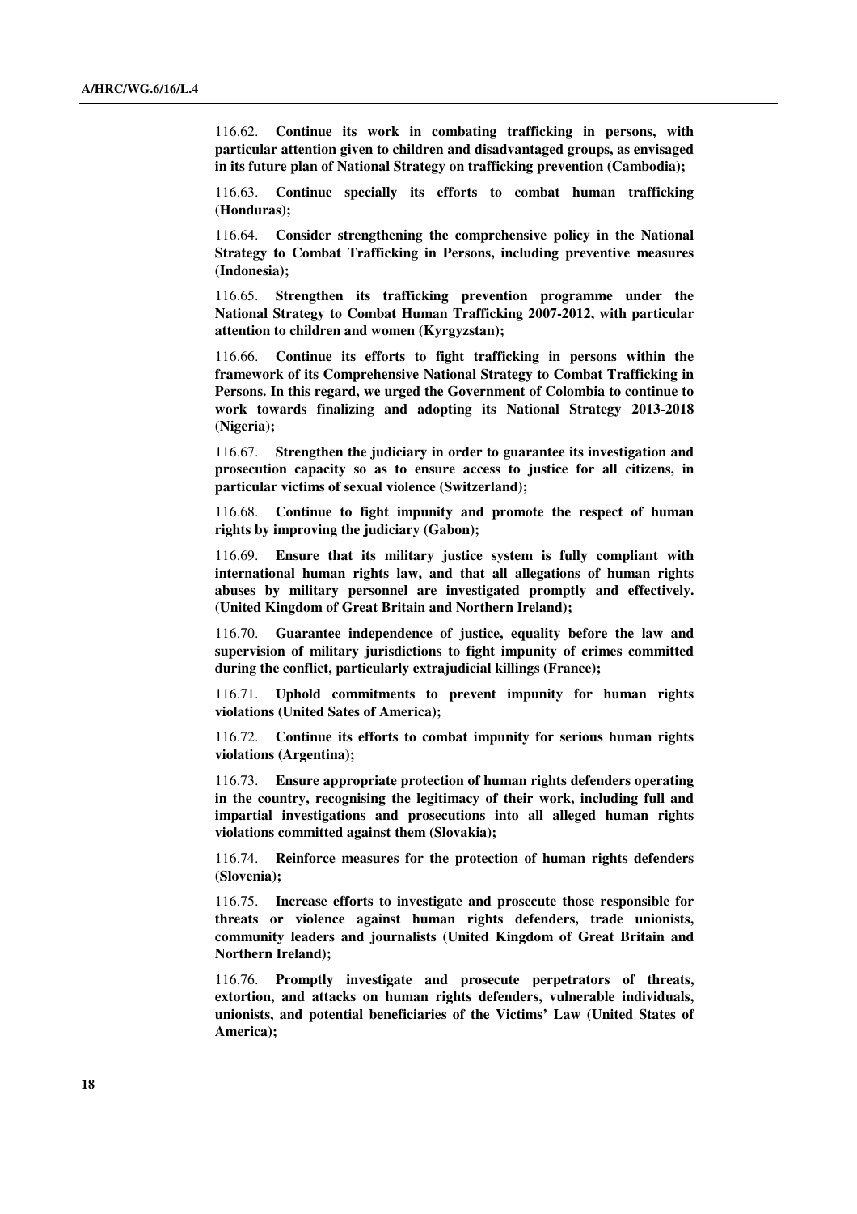116.62. **Continue its work in combating trafficking in persons, with particular attention given to children and disadvantaged groups, as envisaged in its future plan of National Strategy on trafficking prevention (Cambodia);**

116.63. **Continue specially its efforts to combat human trafficking (Honduras);**

116.64. **Consider strengthening the comprehensive policy in the National Strategy to Combat Trafficking in Persons, including preventive measures (Indonesia);**

116.65. **Strengthen its trafficking prevention programme under the National Strategy to Combat Human Trafficking 2007-2012, with particular attention to children and women (Kyrgyzstan);**

116.66. **Continue its efforts to fight trafficking in persons within the framework of its Comprehensive National Strategy to Combat Trafficking in Persons. In this regard, we urged the Government of Colombia to continue to work towards finalizing and adopting its National Strategy 2013-2018 (Nigeria);**

116.67. **Strengthen the judiciary in order to guarantee its investigation and prosecution capacity so as to ensure access to justice for all citizens, in particular victims of sexual violence (Switzerland);**

116.68. **Continue to fight impunity and promote the respect of human rights by improving the judiciary (Gabon);**

116.69. **Ensure that its military justice system is fully compliant with international human rights law, and that all allegations of human rights abuses by military personnel are investigated promptly and effectively. (United Kingdom of Great Britain and Northern Ireland);**

116.70. **Guarantee independence of justice, equality before the law and supervision of military jurisdictions to fight impunity of crimes committed during the conflict, particularly extrajudicial killings (France);**

116.71. **Uphold commitments to prevent impunity for human rights violations (United Sates of America);**

116.72. **Continue its efforts to combat impunity for serious human rights violations (Argentina);**

116.73. **Ensure appropriate protection of human rights defenders operating in the country, recognising the legitimacy of their work, including full and impartial investigations and prosecutions into all alleged human rights violations committed against them (Slovakia);**

116.74. **Reinforce measures for the protection of human rights defenders (Slovenia);**

116.75. **Increase efforts to investigate and prosecute those responsible for threats or violence against human rights defenders, trade unionists, community leaders and journalists (United Kingdom of Great Britain and Northern Ireland);**

116.76. **Promptly investigate and prosecute perpetrators of threats, extortion, and attacks on human rights defenders, vulnerable individuals, unionists, and potential beneficiaries of the Victims' Law (United States of America);**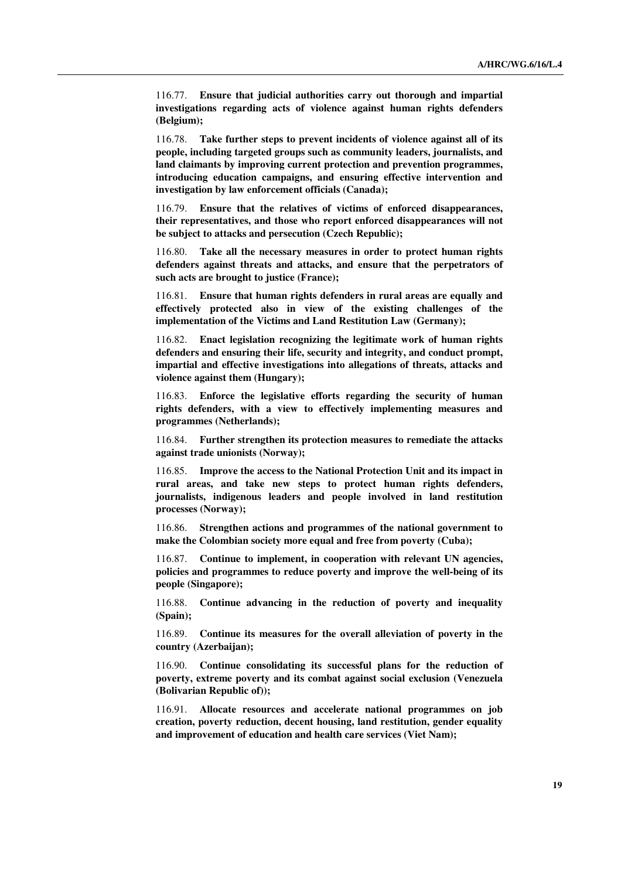116.77. **Ensure that judicial authorities carry out thorough and impartial investigations regarding acts of violence against human rights defenders (Belgium);**

116.78. **Take further steps to prevent incidents of violence against all of its people, including targeted groups such as community leaders, journalists, and land claimants by improving current protection and prevention programmes, introducing education campaigns, and ensuring effective intervention and investigation by law enforcement officials (Canada);**

116.79. **Ensure that the relatives of victims of enforced disappearances, their representatives, and those who report enforced disappearances will not be subject to attacks and persecution (Czech Republic);**

116.80. **Take all the necessary measures in order to protect human rights defenders against threats and attacks, and ensure that the perpetrators of such acts are brought to justice (France);**

116.81. **Ensure that human rights defenders in rural areas are equally and effectively protected also in view of the existing challenges of the implementation of the Victims and Land Restitution Law (Germany);**

116.82. **Enact legislation recognizing the legitimate work of human rights defenders and ensuring their life, security and integrity, and conduct prompt, impartial and effective investigations into allegations of threats, attacks and violence against them (Hungary);**

116.83. **Enforce the legislative efforts regarding the security of human rights defenders, with a view to effectively implementing measures and programmes (Netherlands);**

116.84. **Further strengthen its protection measures to remediate the attacks against trade unionists (Norway);**

116.85. **Improve the access to the National Protection Unit and its impact in rural areas, and take new steps to protect human rights defenders, journalists, indigenous leaders and people involved in land restitution processes (Norway);**

116.86. **Strengthen actions and programmes of the national government to make the Colombian society more equal and free from poverty (Cuba);**

116.87. **Continue to implement, in cooperation with relevant UN agencies, policies and programmes to reduce poverty and improve the well-being of its people (Singapore);**

116.88. **Continue advancing in the reduction of poverty and inequality (Spain);**

116.89. **Continue its measures for the overall alleviation of poverty in the country (Azerbaijan);**

116.90. **Continue consolidating its successful plans for the reduction of poverty, extreme poverty and its combat against social exclusion (Venezuela (Bolivarian Republic of));**

116.91. **Allocate resources and accelerate national programmes on job creation, poverty reduction, decent housing, land restitution, gender equality and improvement of education and health care services (Viet Nam);**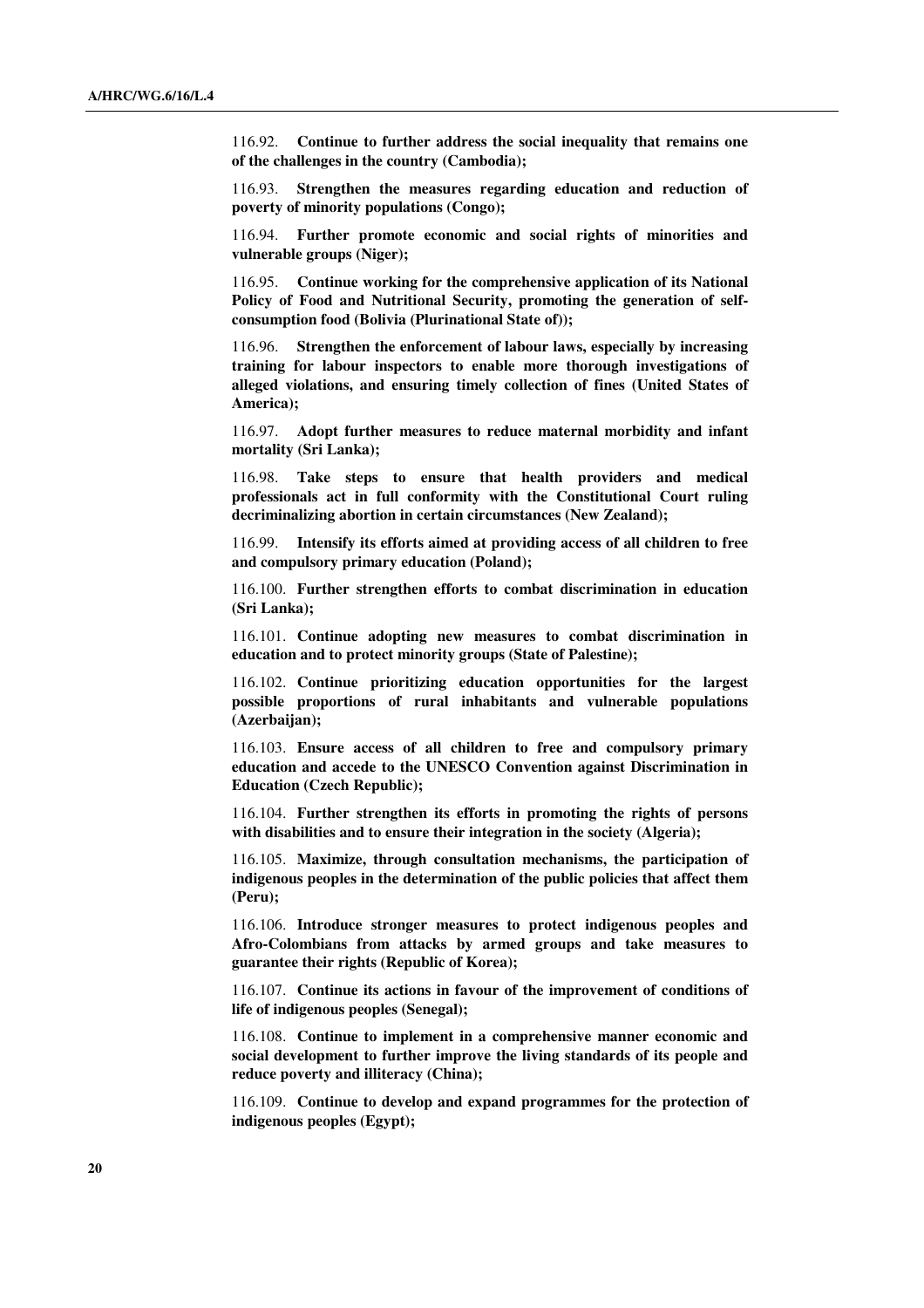116.92. **Continue to further address the social inequality that remains one of the challenges in the country (Cambodia);**

116.93. **Strengthen the measures regarding education and reduction of poverty of minority populations (Congo);**

116.94. **Further promote economic and social rights of minorities and vulnerable groups (Niger);**

116.95. **Continue working for the comprehensive application of its National Policy of Food and Nutritional Security, promoting the generation of self-consumption food (Bolivia (Plurinational State of));**

116.96. **Strengthen the enforcement of labour laws, especially by increasing training for labour inspectors to enable more thorough investigations of alleged violations, and ensuring timely collection of fines (United States of America);**

116.97. **Adopt further measures to reduce maternal morbidity and infant mortality (Sri Lanka);**

116.98. **Take steps to ensure that health providers and medical professionals act in full conformity with the Constitutional Court ruling decriminalizing abortion in certain circumstances (New Zealand);**

116.99. **Intensify its efforts aimed at providing access of all children to free and compulsory primary education (Poland);**

116.100. **Further strengthen efforts to combat discrimination in education (Sri Lanka);**

116.101. **Continue adopting new measures to combat discrimination in education and to protect minority groups (State of Palestine);**

116.102. **Continue prioritizing education opportunities for the largest possible proportions of rural inhabitants and vulnerable populations (Azerbaijan);**

116.103. **Ensure access of all children to free and compulsory primary education and accede to the UNESCO Convention against Discrimination in Education (Czech Republic);**

116.104. **Further strengthen its efforts in promoting the rights of persons with disabilities and to ensure their integration in the society (Algeria);**

116.105. **Maximize, through consultation mechanisms, the participation of indigenous peoples in the determination of the public policies that affect them (Peru);**

116.106. **Introduce stronger measures to protect indigenous peoples and Afro-Colombians from attacks by armed groups and take measures to guarantee their rights (Republic of Korea);**

116.107. **Continue its actions in favour of the improvement of conditions of life of indigenous peoples (Senegal);**

116.108. **Continue to implement in a comprehensive manner economic and social development to further improve the living standards of its people and reduce poverty and illiteracy (China);**

116.109. **Continue to develop and expand programmes for the protection of indigenous peoples (Egypt);**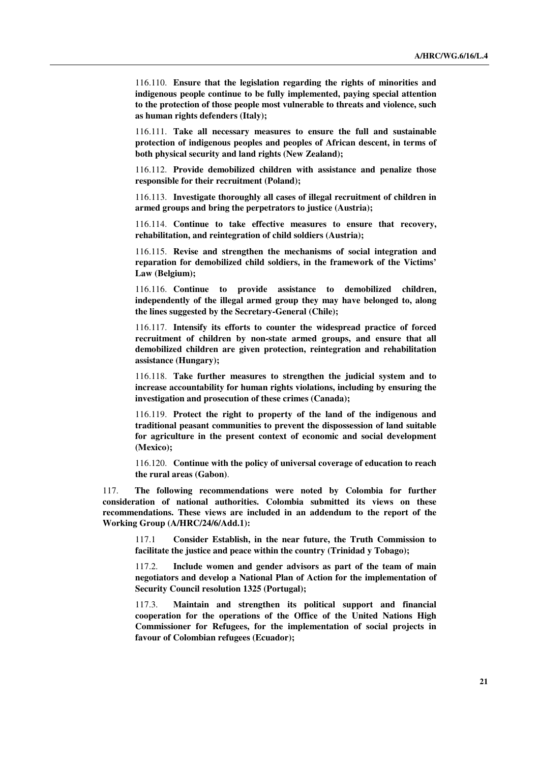116.110. **Ensure that the legislation regarding the rights of minorities and indigenous people continue to be fully implemented, paying special attention to the protection of those people most vulnerable to threats and violence, such as human rights defenders (Italy);**

116.111. **Take all necessary measures to ensure the full and sustainable protection of indigenous peoples and peoples of African descent, in terms of both physical security and land rights (New Zealand);**

116.112. **Provide demobilized children with assistance and penalize those responsible for their recruitment (Poland);**

116.113. **Investigate thoroughly all cases of illegal recruitment of children in armed groups and bring the perpetrators to justice (Austria);**

116.114. **Continue to take effective measures to ensure that recovery, rehabilitation, and reintegration of child soldiers (Austria);**

116.115. **Revise and strengthen the mechanisms of social integration and reparation for demobilized child soldiers, in the framework of the Victims' Law (Belgium);**

116.116. **Continue to provide assistance to demobilized children, independently of the illegal armed group they may have belonged to, along the lines suggested by the Secretary-General (Chile);**

116.117. **Intensify its efforts to counter the widespread practice of forced recruitment of children by non-state armed groups, and ensure that all demobilized children are given protection, reintegration and rehabilitation assistance (Hungary);**

116.118. **Take further measures to strengthen the judicial system and to increase accountability for human rights violations, including by ensuring the investigation and prosecution of these crimes (Canada);**

116.119. **Protect the right to property of the land of the indigenous and traditional peasant communities to prevent the dispossession of land suitable for agriculture in the present context of economic and social development (Mexico);**

116.120. **Continue with the policy of universal coverage of education to reach the rural areas (Gabon)**.

117. **The following recommendations were noted by Colombia for further consideration of national authorities. Colombia submitted its views on these recommendations. These views are included in an addendum to the report of the Working Group (A/HRC/24/6/Add.1):**

117.1 **Consider Establish, in the near future, the Truth Commission to facilitate the justice and peace within the country (Trinidad y Tobago);**

117.2. **Include women and gender advisors as part of the team of main negotiators and develop a National Plan of Action for the implementation of Security Council resolution 1325 (Portugal);**

117.3. **Maintain and strengthen its political support and financial cooperation for the operations of the Office of the United Nations High Commissioner for Refugees, for the implementation of social projects in favour of Colombian refugees (Ecuador);**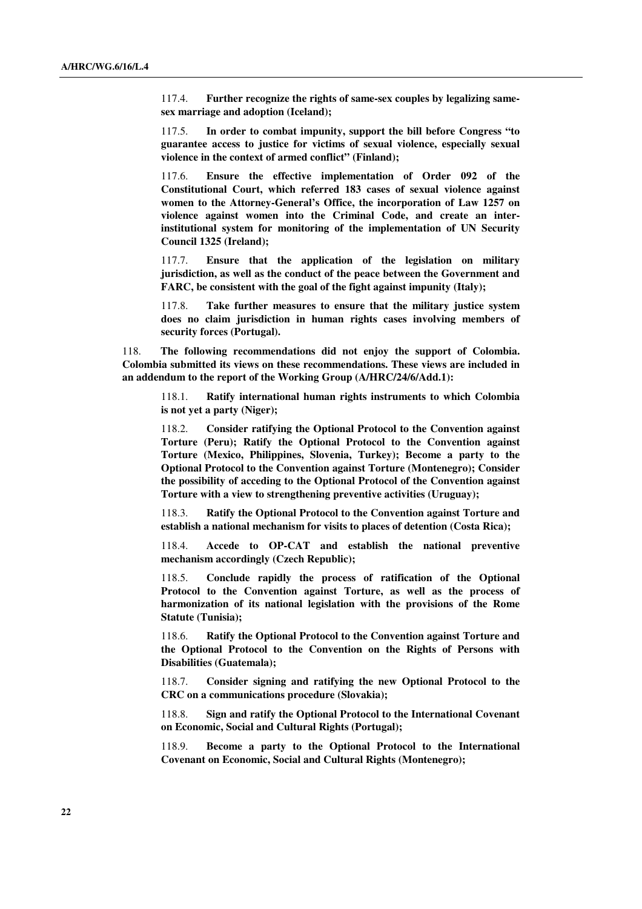117.4. **Further recognize the rights of same-sex couples by legalizing same-sex marriage and adoption (Iceland);**

117.5. **In order to combat impunity, support the bill before Congress "to guarantee access to justice for victims of sexual violence, especially sexual violence in the context of armed conflict" (Finland);**

117.6. **Ensure the effective implementation of Order 092 of the Constitutional Court, which referred 183 cases of sexual violence against women to the Attorney-General's Office, the incorporation of Law 1257 on violence against women into the Criminal Code, and create an inter-institutional system for monitoring of the implementation of UN Security Council 1325 (Ireland);**

117.7. **Ensure that the application of the legislation on military jurisdiction, as well as the conduct of the peace between the Government and FARC, be consistent with the goal of the fight against impunity (Italy);**

117.8. **Take further measures to ensure that the military justice system does no claim jurisdiction in human rights cases involving members of security forces (Portugal).**

118. **The following recommendations did not enjoy the support of Colombia. Colombia submitted its views on these recommendations. These views are included in an addendum to the report of the Working Group (A/HRC/24/6/Add.1):**

118.1. **Ratify international human rights instruments to which Colombia is not yet a party (Niger);**

118.2. **Consider ratifying the Optional Protocol to the Convention against Torture (Peru); Ratify the Optional Protocol to the Convention against Torture (Mexico, Philippines, Slovenia, Turkey); Become a party to the Optional Protocol to the Convention against Torture (Montenegro); Consider the possibility of acceding to the Optional Protocol of the Convention against Torture with a view to strengthening preventive activities (Uruguay);**

118.3. **Ratify the Optional Protocol to the Convention against Torture and establish a national mechanism for visits to places of detention (Costa Rica);**

118.4. **Accede to OP-CAT and establish the national preventive mechanism accordingly (Czech Republic);**

118.5. **Conclude rapidly the process of ratification of the Optional Protocol to the Convention against Torture, as well as the process of harmonization of its national legislation with the provisions of the Rome Statute (Tunisia);**

118.6. **Ratify the Optional Protocol to the Convention against Torture and the Optional Protocol to the Convention on the Rights of Persons with Disabilities (Guatemala);**

118.7. **Consider signing and ratifying the new Optional Protocol to the CRC on a communications procedure (Slovakia);**

118.8. **Sign and ratify the Optional Protocol to the International Covenant on Economic, Social and Cultural Rights (Portugal);**

118.9. **Become a party to the Optional Protocol to the International Covenant on Economic, Social and Cultural Rights (Montenegro);**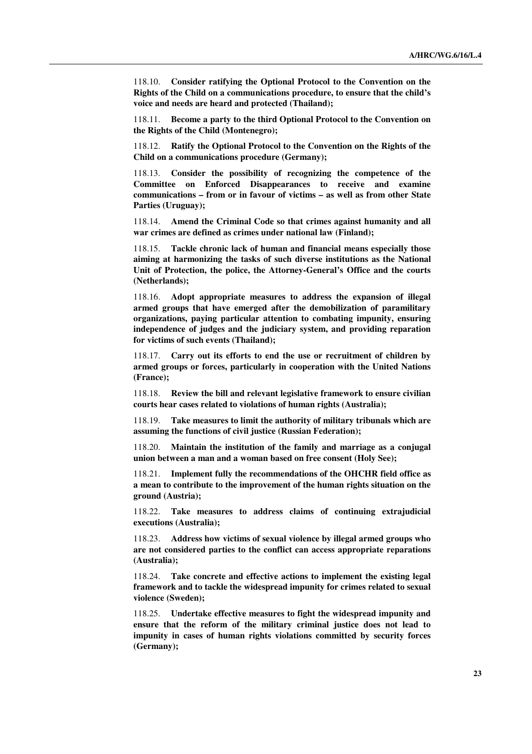118.10. **Consider ratifying the Optional Protocol to the Convention on the Rights of the Child on a communications procedure, to ensure that the child's voice and needs are heard and protected (Thailand);**

118.11. **Become a party to the third Optional Protocol to the Convention on the Rights of the Child (Montenegro);**

118.12. **Ratify the Optional Protocol to the Convention on the Rights of the Child on a communications procedure (Germany);**

118.13. **Consider the possibility of recognizing the competence of the Committee on Enforced Disappearances to receive and examine communications – from or in favour of victims – as well as from other State Parties (Uruguay);**

118.14. **Amend the Criminal Code so that crimes against humanity and all war crimes are defined as crimes under national law (Finland);**

118.15. **Tackle chronic lack of human and financial means especially those aiming at harmonizing the tasks of such diverse institutions as the National Unit of Protection, the police, the Attorney-General's Office and the courts (Netherlands);**

118.16. **Adopt appropriate measures to address the expansion of illegal armed groups that have emerged after the demobilization of paramilitary organizations, paying particular attention to combating impunity, ensuring independence of judges and the judiciary system, and providing reparation for victims of such events (Thailand);**

118.17. **Carry out its efforts to end the use or recruitment of children by armed groups or forces, particularly in cooperation with the United Nations (France);**

118.18. **Review the bill and relevant legislative framework to ensure civilian courts hear cases related to violations of human rights (Australia);**

118.19. **Take measures to limit the authority of military tribunals which are assuming the functions of civil justice (Russian Federation);**

118.20. **Maintain the institution of the family and marriage as a conjugal union between a man and a woman based on free consent (Holy See);**

118.21. **Implement fully the recommendations of the OHCHR field office as a mean to contribute to the improvement of the human rights situation on the ground (Austria);**

118.22. **Take measures to address claims of continuing extrajudicial executions (Australia);**

118.23. **Address how victims of sexual violence by illegal armed groups who are not considered parties to the conflict can access appropriate reparations (Australia);**

118.24. **Take concrete and effective actions to implement the existing legal framework and to tackle the widespread impunity for crimes related to sexual violence (Sweden);**

118.25. **Undertake effective measures to fight the widespread impunity and ensure that the reform of the military criminal justice does not lead to impunity in cases of human rights violations committed by security forces (Germany);**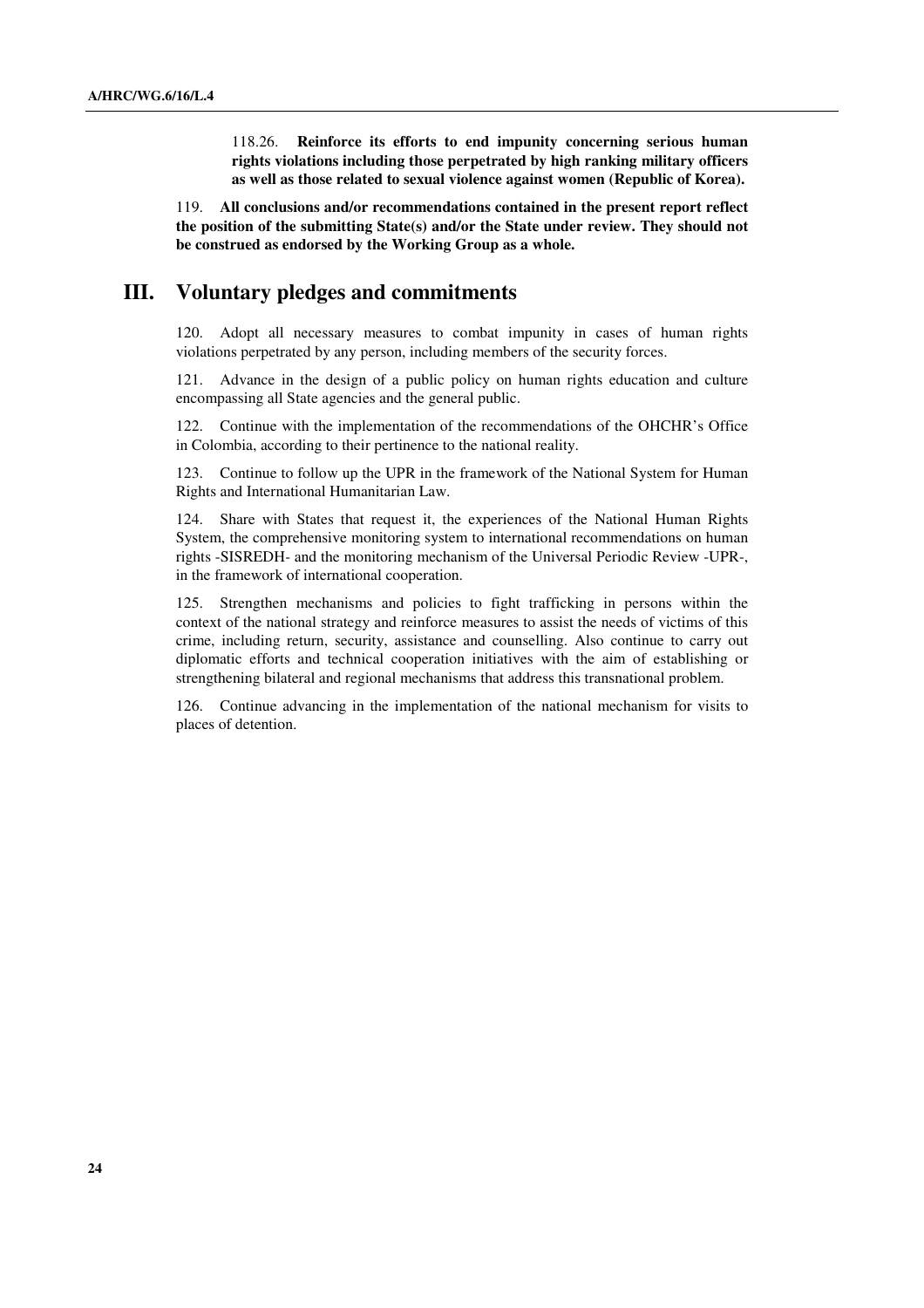118.26. **Reinforce its efforts to end impunity concerning serious human rights violations including those perpetrated by high ranking military officers as well as those related to sexual violence against women (Republic of Korea).**

119. **All conclusions and/or recommendations contained in the present report reflect the position of the submitting State(s) and/or the State under review. They should not be construed as endorsed by the Working Group as a whole.**

## III. Voluntary pledges and commitments

120. Adopt all necessary measures to combat impunity in cases of human rights violations perpetrated by any person, including members of the security forces.

121. Advance in the design of a public policy on human rights education and culture encompassing all State agencies and the general public.

122. Continue with the implementation of the recommendations of the OHCHR's Office in Colombia, according to their pertinence to the national reality.

123. Continue to follow up the UPR in the framework of the National System for Human Rights and International Humanitarian Law.

124. Share with States that request it, the experiences of the National Human Rights System, the comprehensive monitoring system to international recommendations on human rights -SISREDH- and the monitoring mechanism of the Universal Periodic Review -UPR-, in the framework of international cooperation.

125. Strengthen mechanisms and policies to fight trafficking in persons within the context of the national strategy and reinforce measures to assist the needs of victims of this crime, including return, security, assistance and counselling. Also continue to carry out diplomatic efforts and technical cooperation initiatives with the aim of establishing or strengthening bilateral and regional mechanisms that address this transnational problem.

126. Continue advancing in the implementation of the national mechanism for visits to places of detention.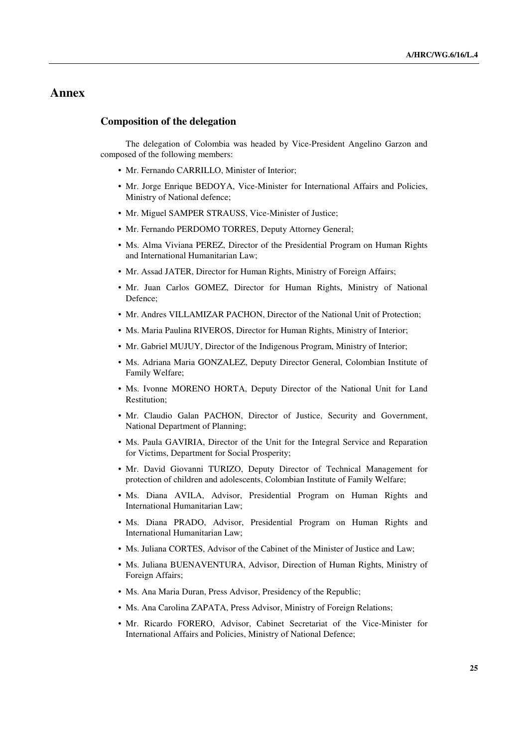# Annex

## Composition of the delegation

The delegation of Colombia was headed by Vice-President Angelino Garzon and composed of the following members:

- Mr. Fernando CARRILLO, Minister of Interior;
- Mr. Jorge Enrique BEDOYA, Vice-Minister for International Affairs and Policies, Ministry of National defence;
- Mr. Miguel SAMPER STRAUSS, Vice-Minister of Justice;
- Mr. Fernando PERDOMO TORRES, Deputy Attorney General;
- Ms. Alma Viviana PEREZ, Director of the Presidential Program on Human Rights and International Humanitarian Law;
- Mr. Assad JATER, Director for Human Rights, Ministry of Foreign Affairs;
- Mr. Juan Carlos GOMEZ, Director for Human Rights, Ministry of National Defence;
- Mr. Andres VILLAMIZAR PACHON, Director of the National Unit of Protection;
- Ms. Maria Paulina RIVEROS, Director for Human Rights, Ministry of Interior;
- Mr. Gabriel MUJUY, Director of the Indigenous Program, Ministry of Interior;
- Ms. Adriana Maria GONZALEZ, Deputy Director General, Colombian Institute of Family Welfare;
- Ms. Ivonne MORENO HORTA, Deputy Director of the National Unit for Land Restitution;
- Mr. Claudio Galan PACHON, Director of Justice, Security and Government, National Department of Planning;
- Ms. Paula GAVIRIA, Director of the Unit for the Integral Service and Reparation for Victims, Department for Social Prosperity;
- Mr. David Giovanni TURIZO, Deputy Director of Technical Management for protection of children and adolescents, Colombian Institute of Family Welfare;
- Ms. Diana AVILA, Advisor, Presidential Program on Human Rights and International Humanitarian Law;
- Ms. Diana PRADO, Advisor, Presidential Program on Human Rights and International Humanitarian Law;
- Ms. Juliana CORTES, Advisor of the Cabinet of the Minister of Justice and Law;
- Ms. Juliana BUENAVENTURA, Advisor, Direction of Human Rights, Ministry of Foreign Affairs;
- Ms. Ana Maria Duran, Press Advisor, Presidency of the Republic;
- Ms. Ana Carolina ZAPATA, Press Advisor, Ministry of Foreign Relations;
- Mr. Ricardo FORERO, Advisor, Cabinet Secretariat of the Vice-Minister for International Affairs and Policies, Ministry of National Defence;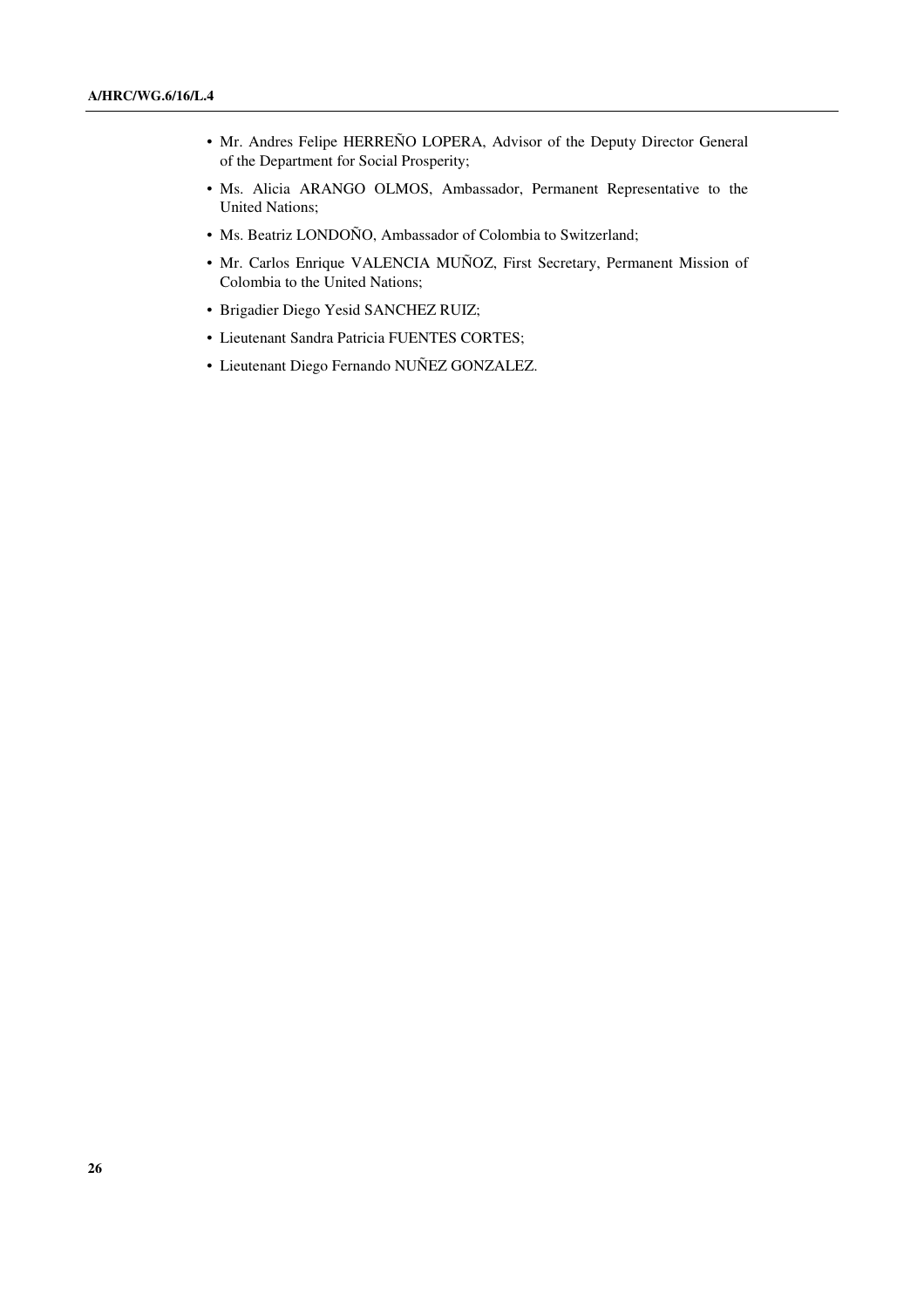- Mr. Andres Felipe HERREÑO LOPERA, Advisor of the Deputy Director General of the Department for Social Prosperity;
- Ms. Alicia ARANGO OLMOS, Ambassador, Permanent Representative to the United Nations;
- Ms. Beatriz LONDOÑO, Ambassador of Colombia to Switzerland;
- Mr. Carlos Enrique VALENCIA MUÑOZ, First Secretary, Permanent Mission of Colombia to the United Nations;
- Brigadier Diego Yesid SANCHEZ RUIZ;
- Lieutenant Sandra Patricia FUENTES CORTES;
- Lieutenant Diego Fernando NUÑEZ GONZALEZ.